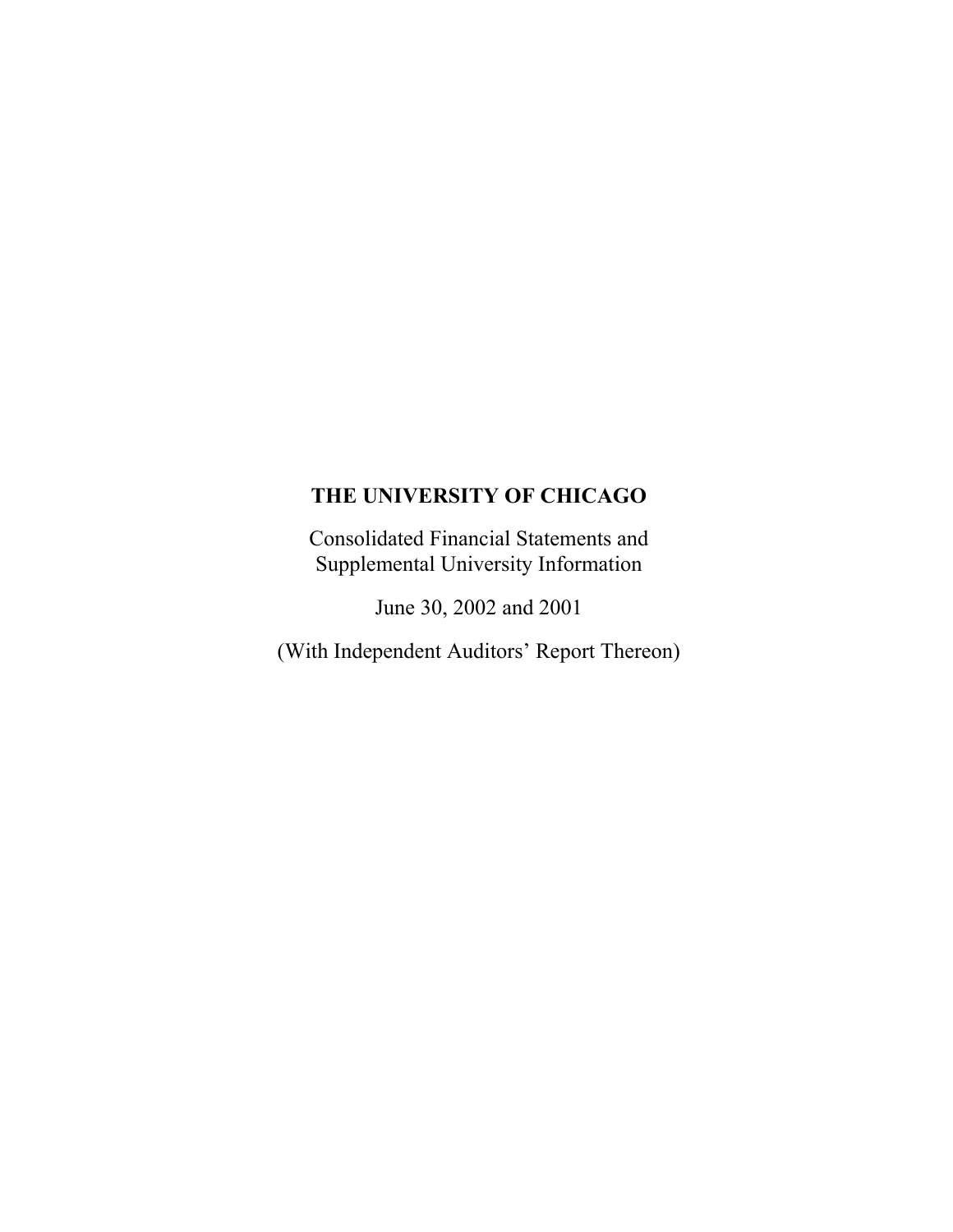# THE UNIVERSITY OF CHICAGO

Consolidated Financial Statements and
Supplemental University Information

June 30, 2002 and 2001

(With Independent Auditors' Report Thereon)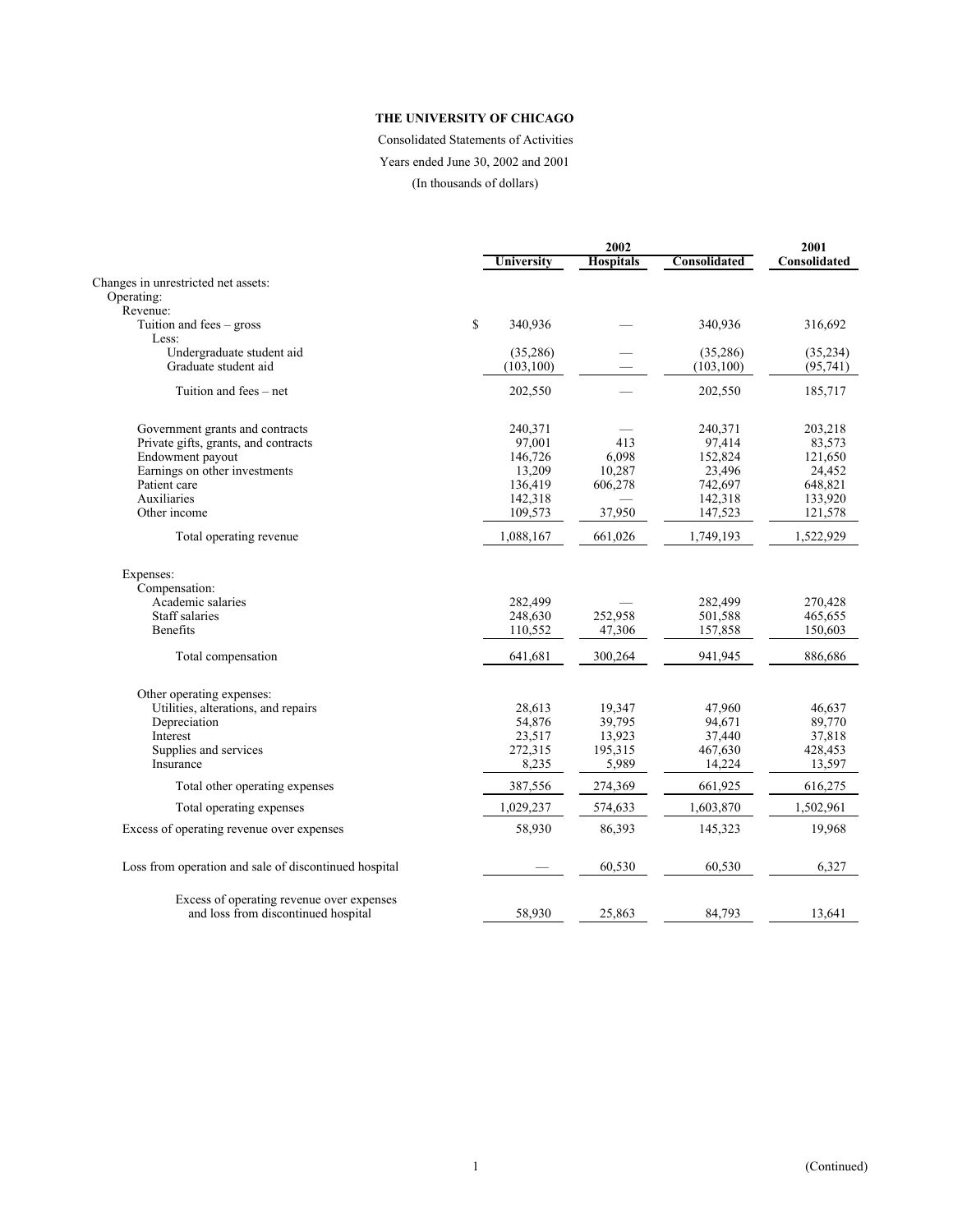**THE UNIVERSITY OF CHICAGO**

Consolidated Statements of Activities

Years ended June 30, 2002 and 2001

(In thousands of dollars)

| | 2002 | | | 2001 |
|---|---|---|---|---|
| | **University** | **Hospitals** | **Consolidated** | **Consolidated** |
| Changes in unrestricted net assets: | | | | |
| Operating: | | | | |
| Revenue: | | | | |
| Tuition and fees – gross | $ 340,936 | — | 340,936 | 316,692 |
| Less: | | | | |
| Undergraduate student aid | (35,286) | — | (35,286) | (35,234) |
| Graduate student aid | (103,100) | — | (103,100) | (95,741) |
| Tuition and fees – net | 202,550 | — | 202,550 | 185,717 |
| Government grants and contracts | 240,371 | — | 240,371 | 203,218 |
| Private gifts, grants, and contracts | 97,001 | 413 | 97,414 | 83,573 |
| Endowment payout | 146,726 | 6,098 | 152,824 | 121,650 |
| Earnings on other investments | 13,209 | 10,287 | 23,496 | 24,452 |
| Patient care | 136,419 | 606,278 | 742,697 | 648,821 |
| Auxiliaries | 142,318 | — | 142,318 | 133,920 |
| Other income | 109,573 | 37,950 | 147,523 | 121,578 |
| Total operating revenue | 1,088,167 | 661,026 | 1,749,193 | 1,522,929 |
| Expenses: | | | | |
| Compensation: | | | | |
| Academic salaries | 282,499 | — | 282,499 | 270,428 |
| Staff salaries | 248,630 | 252,958 | 501,588 | 465,655 |
| Benefits | 110,552 | 47,306 | 157,858 | 150,603 |
| Total compensation | 641,681 | 300,264 | 941,945 | 886,686 |
| Other operating expenses: | | | | |
| Utilities, alterations, and repairs | 28,613 | 19,347 | 47,960 | 46,637 |
| Depreciation | 54,876 | 39,795 | 94,671 | 89,770 |
| Interest | 23,517 | 13,923 | 37,440 | 37,818 |
| Supplies and services | 272,315 | 195,315 | 467,630 | 428,453 |
| Insurance | 8,235 | 5,989 | 14,224 | 13,597 |
| Total other operating expenses | 387,556 | 274,369 | 661,925 | 616,275 |
| Total operating expenses | 1,029,237 | 574,633 | 1,603,870 | 1,502,961 |
| Excess of operating revenue over expenses | 58,930 | 86,393 | 145,323 | 19,968 |
| Loss from operation and sale of discontinued hospital | — | 60,530 | 60,530 | 6,327 |
| Excess of operating revenue over expenses and loss from discontinued hospital | 58,930 | 25,863 | 84,793 | 13,641 |

(Continued)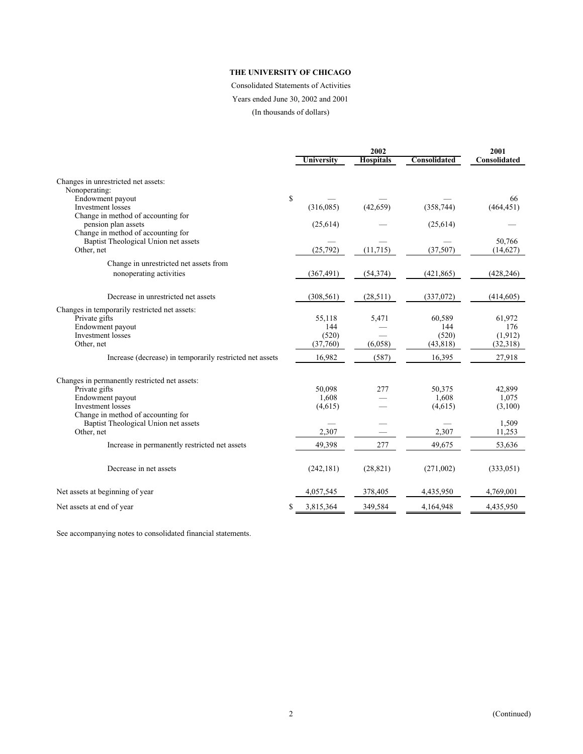**THE UNIVERSITY OF CHICAGO**

Consolidated Statements of Activities

Years ended June 30, 2002 and 2001

(In thousands of dollars)

| | 2002 | | | 2001 |
|---|---|---|---|---|
| | University | Hospitals | Consolidated | Consolidated |
| Changes in unrestricted net assets: | | | | |
| Nonoperating: | | | | |
| Endowment payout | $ — | — | — | 66 |
| Investment losses | (316,085) | (42,659) | (358,744) | (464,451) |
| Change in method of accounting for pension plan assets | (25,614) | — | (25,614) | — |
| Change in method of accounting for Baptist Theological Union net assets | — | — | — | 50,766 |
| Other, net | (25,792) | (11,715) | (37,507) | (14,627) |
| Change in unrestricted net assets from nonoperating activities | (367,491) | (54,374) | (421,865) | (428,246) |
| Decrease in unrestricted net assets | (308,561) | (28,511) | (337,072) | (414,605) |
| Changes in temporarily restricted net assets: | | | | |
| Private gifts | 55,118 | 5,471 | 60,589 | 61,972 |
| Endowment payout | 144 | — | 144 | 176 |
| Investment losses | (520) | — | (520) | (1,912) |
| Other, net | (37,760) | (6,058) | (43,818) | (32,318) |
| Increase (decrease) in temporarily restricted net assets | 16,982 | (587) | 16,395 | 27,918 |
| Changes in permanently restricted net assets: | | | | |
| Private gifts | 50,098 | 277 | 50,375 | 42,899 |
| Endowment payout | 1,608 | — | 1,608 | 1,075 |
| Investment losses | (4,615) | — | (4,615) | (3,100) |
| Change in method of accounting for Baptist Theological Union net assets | — | — | — | 1,509 |
| Other, net | 2,307 | — | 2,307 | 11,253 |
| Increase in permanently restricted net assets | 49,398 | 277 | 49,675 | 53,636 |
| Decrease in net assets | (242,181) | (28,821) | (271,002) | (333,051) |
| Net assets at beginning of year | 4,057,545 | 378,405 | 4,435,950 | 4,769,001 |
| Net assets at end of year | $ 3,815,364 | 349,584 | 4,164,948 | 4,435,950 |

See accompanying notes to consolidated financial statements.

(Continued)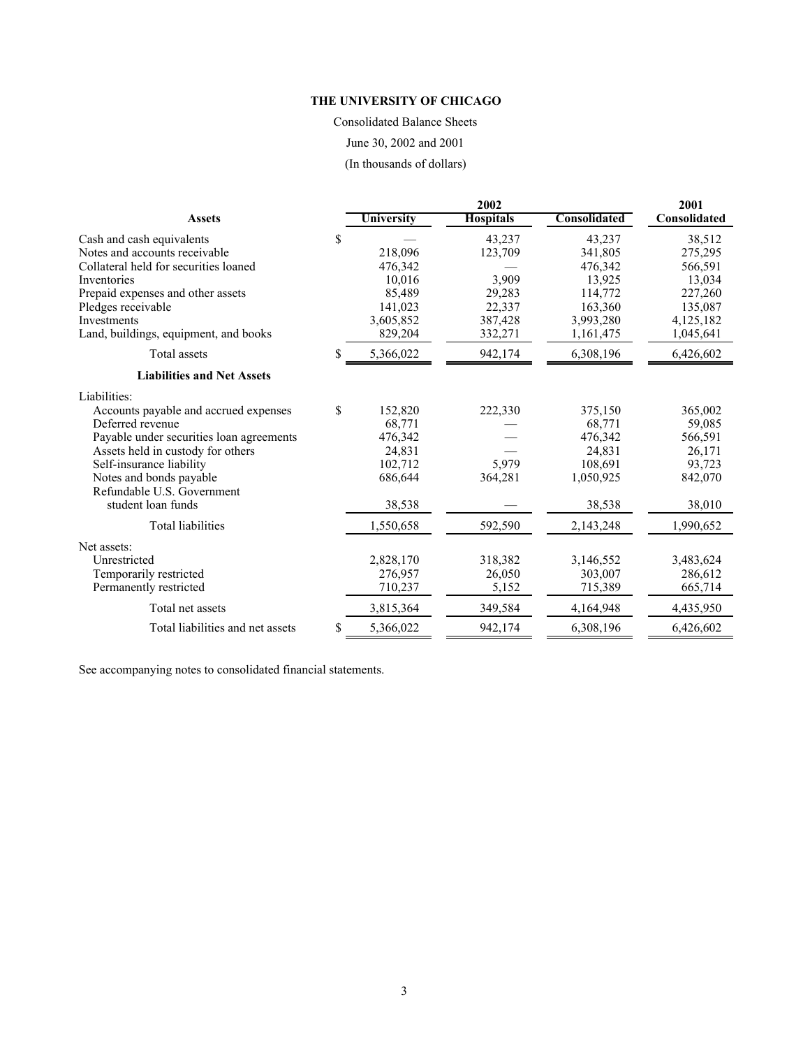**THE UNIVERSITY OF CHICAGO**

Consolidated Balance Sheets

June 30, 2002 and 2001

(In thousands of dollars)

| | 2002 | | | 2001 |
|---|---|---|---|---|
| **Assets** | **University** | **Hospitals** | **Consolidated** | **Consolidated** |
| Cash and cash equivalents | $ — | 43,237 | 43,237 | 38,512 |
| Notes and accounts receivable | 218,096 | 123,709 | 341,805 | 275,295 |
| Collateral held for securities loaned | 476,342 | — | 476,342 | 566,591 |
| Inventories | 10,016 | 3,909 | 13,925 | 13,034 |
| Prepaid expenses and other assets | 85,489 | 29,283 | 114,772 | 227,260 |
| Pledges receivable | 141,023 | 22,337 | 163,360 | 135,087 |
| Investments | 3,605,852 | 387,428 | 3,993,280 | 4,125,182 |
| Land, buildings, equipment, and books | 829,204 | 332,271 | 1,161,475 | 1,045,641 |
| Total assets | $ 5,366,022 | 942,174 | 6,308,196 | 6,426,602 |
| **Liabilities and Net Assets** | | | | |
| Liabilities: | | | | |
| Accounts payable and accrued expenses | $ 152,820 | 222,330 | 375,150 | 365,002 |
| Deferred revenue | 68,771 | — | 68,771 | 59,085 |
| Payable under securities loan agreements | 476,342 | — | 476,342 | 566,591 |
| Assets held in custody for others | 24,831 | — | 24,831 | 26,171 |
| Self-insurance liability | 102,712 | 5,979 | 108,691 | 93,723 |
| Notes and bonds payable | 686,644 | 364,281 | 1,050,925 | 842,070 |
| Refundable U.S. Government student loan funds | 38,538 | — | 38,538 | 38,010 |
| Total liabilities | 1,550,658 | 592,590 | 2,143,248 | 1,990,652 |
| Net assets: | | | | |
| Unrestricted | 2,828,170 | 318,382 | 3,146,552 | 3,483,624 |
| Temporarily restricted | 276,957 | 26,050 | 303,007 | 286,612 |
| Permanently restricted | 710,237 | 5,152 | 715,389 | 665,714 |
| Total net assets | 3,815,364 | 349,584 | 4,164,948 | 4,435,950 |
| Total liabilities and net assets | $ 5,366,022 | 942,174 | 6,308,196 | 6,426,602 |

See accompanying notes to consolidated financial statements.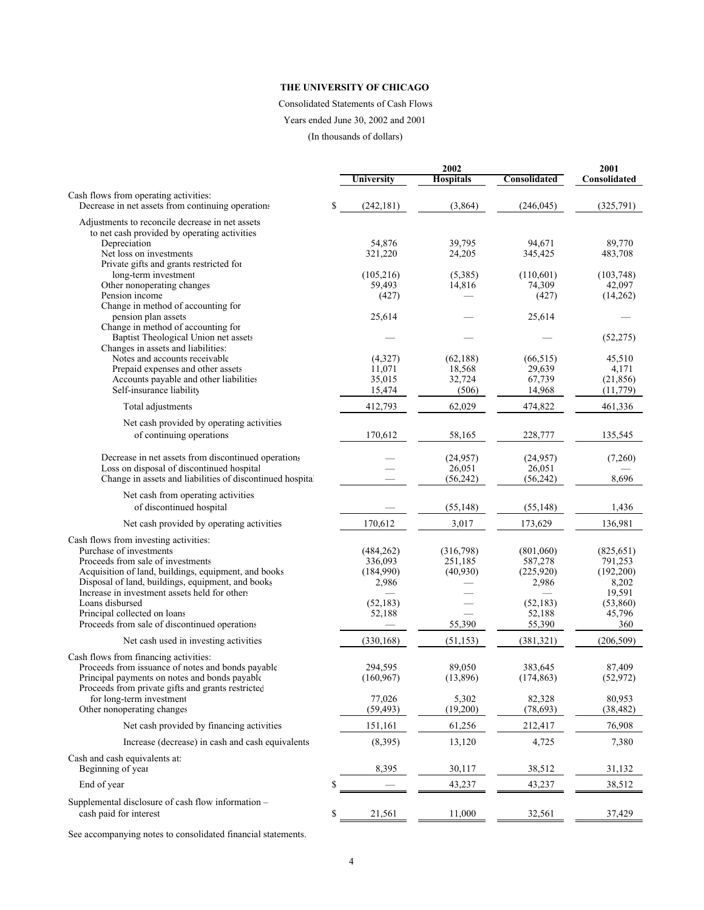**THE UNIVERSITY OF CHICAGO**

Consolidated Statements of Cash Flows

Years ended June 30, 2002 and 2001

(In thousands of dollars)

| | 2002 University | 2002 Hospitals | 2002 Consolidated | 2001 Consolidated |
|---|---|---|---|---|
| Cash flows from operating activities: | | | | |
| Decrease in net assets from continuing operations | $ (242,181) | (3,864) | (246,045) | (325,791) |
| Adjustments to reconcile decrease in net assets to net cash provided by operating activities | | | | |
| Depreciation | 54,876 | 39,795 | 94,671 | 89,770 |
| Net loss on investments | 321,220 | 24,205 | 345,425 | 483,708 |
| Private gifts and grants restricted for long-term investment | (105,216) | (5,385) | (110,601) | (103,748) |
| Other nonoperating changes | 59,493 | 14,816 | 74,309 | 42,097 |
| Pension income | (427) | — | (427) | (14,262) |
| Change in method of accounting for pension plan assets | 25,614 | — | 25,614 | — |
| Change in method of accounting for Baptist Theological Union net assets | — | — | — | (52,275) |
| Changes in assets and liabilities: | | | | |
| Notes and accounts receivable | (4,327) | (62,188) | (66,515) | 45,510 |
| Prepaid expenses and other assets | 11,071 | 18,568 | 29,639 | 4,171 |
| Accounts payable and other liabilities | 35,015 | 32,724 | 67,739 | (21,856) |
| Self-insurance liability | 15,474 | (506) | 14,968 | (11,779) |
| Total adjustments | 412,793 | 62,029 | 474,822 | 461,336 |
| Net cash provided by operating activities of continuing operations | 170,612 | 58,165 | 228,777 | 135,545 |
| Decrease in net assets from discontinued operations | — | (24,957) | (24,957) | (7,260) |
| Loss on disposal of discontinued hospital | — | 26,051 | 26,051 | — |
| Change in assets and liabilities of discontinued hospital | — | (56,242) | (56,242) | 8,696 |
| Net cash from operating activities of discontinued hospital | — | (55,148) | (55,148) | 1,436 |
| Net cash provided by operating activities | 170,612 | 3,017 | 173,629 | 136,981 |
| Cash flows from investing activities: | | | | |
| Purchase of investments | (484,262) | (316,798) | (801,060) | (825,651) |
| Proceeds from sale of investments | 336,093 | 251,185 | 587,278 | 791,253 |
| Acquisition of land, buildings, equipment, and books | (184,990) | (40,930) | (225,920) | (192,200) |
| Disposal of land, buildings, equipment, and books | 2,986 | — | 2,986 | 8,202 |
| Increase in investment assets held for others | — | — | — | 19,591 |
| Loans disbursed | (52,183) | — | (52,183) | (53,860) |
| Principal collected on loans | 52,188 | — | 52,188 | 45,796 |
| Proceeds from sale of discontinued operations | — | 55,390 | 55,390 | 360 |
| Net cash used in investing activities | (330,168) | (51,153) | (381,321) | (206,509) |
| Cash flows from financing activities: | | | | |
| Proceeds from issuance of notes and bonds payable | 294,595 | 89,050 | 383,645 | 87,409 |
| Principal payments on notes and bonds payable | (160,967) | (13,896) | (174,863) | (52,972) |
| Proceeds from private gifts and grants restricted for long-term investment | 77,026 | 5,302 | 82,328 | 80,953 |
| Other nonoperating changes | (59,493) | (19,200) | (78,693) | (38,482) |
| Net cash provided by financing activities | 151,161 | 61,256 | 212,417 | 76,908 |
| Increase (decrease) in cash and cash equivalents | (8,395) | 13,120 | 4,725 | 7,380 |
| Cash and cash equivalents at: | | | | |
| Beginning of year | 8,395 | 30,117 | 38,512 | 31,132 |
| End of year | $ — | 43,237 | 43,237 | 38,512 |
| Supplemental disclosure of cash flow information – cash paid for interest | $ 21,561 | 11,000 | 32,561 | 37,429 |

See accompanying notes to consolidated financial statements.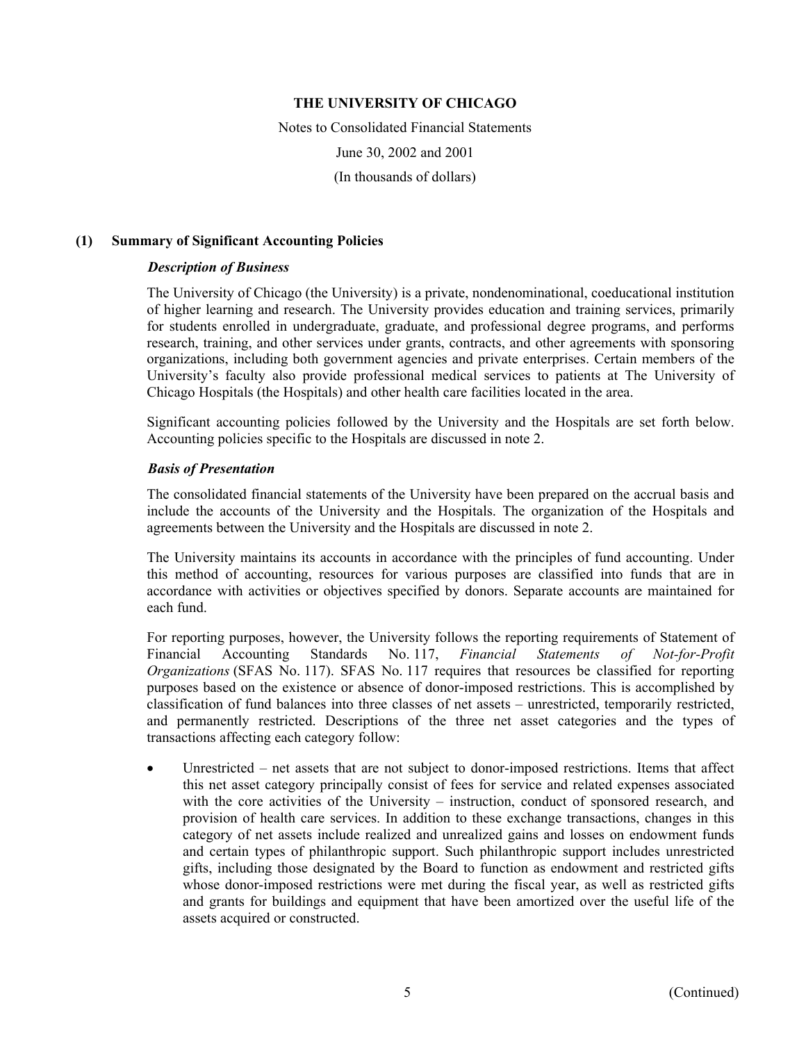# THE UNIVERSITY OF CHICAGO

Notes to Consolidated Financial Statements

June 30, 2002 and 2001

(In thousands of dollars)

## (1) Summary of Significant Accounting Policies

### *Description of Business*

The University of Chicago (the University) is a private, nondenominational, coeducational institution of higher learning and research. The University provides education and training services, primarily for students enrolled in undergraduate, graduate, and professional degree programs, and performs research, training, and other services under grants, contracts, and other agreements with sponsoring organizations, including both government agencies and private enterprises. Certain members of the University's faculty also provide professional medical services to patients at The University of Chicago Hospitals (the Hospitals) and other health care facilities located in the area.

Significant accounting policies followed by the University and the Hospitals are set forth below. Accounting policies specific to the Hospitals are discussed in note 2.

### *Basis of Presentation*

The consolidated financial statements of the University have been prepared on the accrual basis and include the accounts of the University and the Hospitals. The organization of the Hospitals and agreements between the University and the Hospitals are discussed in note 2.

The University maintains its accounts in accordance with the principles of fund accounting. Under this method of accounting, resources for various purposes are classified into funds that are in accordance with activities or objectives specified by donors. Separate accounts are maintained for each fund.

For reporting purposes, however, the University follows the reporting requirements of Statement of Financial Accounting Standards No. 117, *Financial Statements of Not-for-Profit Organizations* (SFAS No. 117). SFAS No. 117 requires that resources be classified for reporting purposes based on the existence or absence of donor-imposed restrictions. This is accomplished by classification of fund balances into three classes of net assets – unrestricted, temporarily restricted, and permanently restricted. Descriptions of the three net asset categories and the types of transactions affecting each category follow:

- Unrestricted – net assets that are not subject to donor-imposed restrictions. Items that affect this net asset category principally consist of fees for service and related expenses associated with the core activities of the University – instruction, conduct of sponsored research, and provision of health care services. In addition to these exchange transactions, changes in this category of net assets include realized and unrealized gains and losses on endowment funds and certain types of philanthropic support. Such philanthropic support includes unrestricted gifts, including those designated by the Board to function as endowment and restricted gifts whose donor-imposed restrictions were met during the fiscal year, as well as restricted gifts and grants for buildings and equipment that have been amortized over the useful life of the assets acquired or constructed.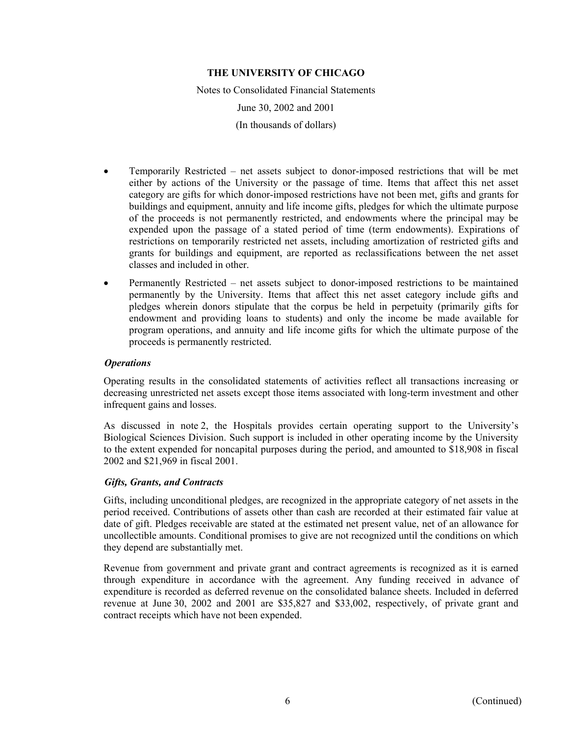- Temporarily Restricted – net assets subject to donor-imposed restrictions that will be met either by actions of the University or the passage of time. Items that affect this net asset category are gifts for which donor-imposed restrictions have not been met, gifts and grants for buildings and equipment, annuity and life income gifts, pledges for which the ultimate purpose of the proceeds is not permanently restricted, and endowments where the principal may be expended upon the passage of a stated period of time (term endowments). Expirations of restrictions on temporarily restricted net assets, including amortization of restricted gifts and grants for buildings and equipment, are reported as reclassifications between the net asset classes and included in other.
- Permanently Restricted – net assets subject to donor-imposed restrictions to be maintained permanently by the University. Items that affect this net asset category include gifts and pledges wherein donors stipulate that the corpus be held in perpetuity (primarily gifts for endowment and providing loans to students) and only the income be made available for program operations, and annuity and life income gifts for which the ultimate purpose of the proceeds is permanently restricted.

***Operations***

Operating results in the consolidated statements of activities reflect all transactions increasing or decreasing unrestricted net assets except those items associated with long-term investment and other infrequent gains and losses.

As discussed in note 2, the Hospitals provides certain operating support to the University's Biological Sciences Division. Such support is included in other operating income by the University to the extent expended for noncapital purposes during the period, and amounted to $18,908 in fiscal 2002 and $21,969 in fiscal 2001.

***Gifts, Grants, and Contracts***

Gifts, including unconditional pledges, are recognized in the appropriate category of net assets in the period received. Contributions of assets other than cash are recorded at their estimated fair value at date of gift. Pledges receivable are stated at the estimated net present value, net of an allowance for uncollectible amounts. Conditional promises to give are not recognized until the conditions on which they depend are substantially met.

Revenue from government and private grant and contract agreements is recognized as it is earned through expenditure in accordance with the agreement. Any funding received in advance of expenditure is recorded as deferred revenue on the consolidated balance sheets. Included in deferred revenue at June 30, 2002 and 2001 are $35,827 and $33,002, respectively, of private grant and contract receipts which have not been expended.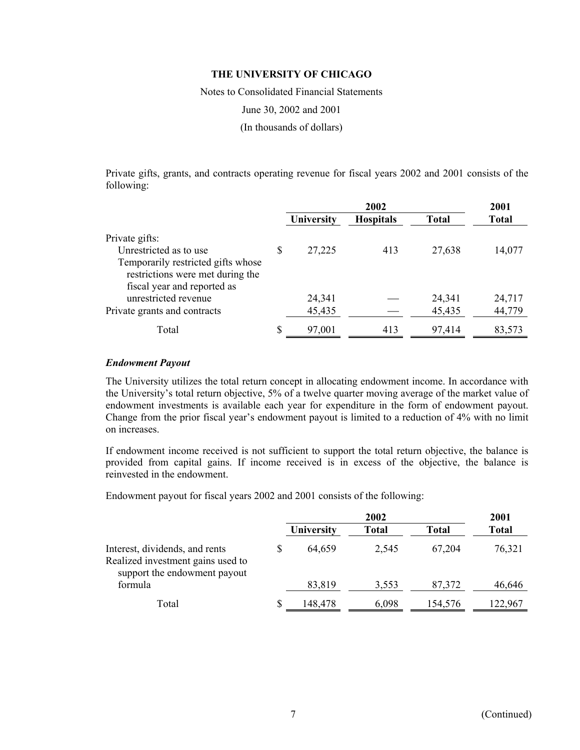**THE UNIVERSITY OF CHICAGO**

Notes to Consolidated Financial Statements

June 30, 2002 and 2001

(In thousands of dollars)

Private gifts, grants, and contracts operating revenue for fiscal years 2002 and 2001 consists of the following:

| | 2002 | | | 2001 |
|---|---|---|---|---|
| | **University** | **Hospitals** | **Total** | **Total** |
| Private gifts: | | | | |
| Unrestricted as to use | $ 27,225 | 413 | 27,638 | 14,077 |
| Temporarily restricted gifts whose restrictions were met during the fiscal year and reported as unrestricted revenue | 24,341 | — | 24,341 | 24,717 |
| Private grants and contracts | 45,435 | — | 45,435 | 44,779 |
| Total | $ 97,001 | 413 | 97,414 | 83,573 |

***Endowment Payout***

The University utilizes the total return concept in allocating endowment income. In accordance with the University's total return objective, 5% of a twelve quarter moving average of the market value of endowment investments is available each year for expenditure in the form of endowment payout. Change from the prior fiscal year's endowment payout is limited to a reduction of 4% with no limit on increases.

If endowment income received is not sufficient to support the total return objective, the balance is provided from capital gains. If income received is in excess of the objective, the balance is reinvested in the endowment.

Endowment payout for fiscal years 2002 and 2001 consists of the following:

| | 2002 | | | 2001 |
|---|---|---|---|---|
| | **University** | **Total** | **Total** | **Total** |
| Interest, dividends, and rents | $ 64,659 | 2,545 | 67,204 | 76,321 |
| Realized investment gains used to support the endowment payout formula | 83,819 | 3,553 | 87,372 | 46,646 |
| Total | $ 148,478 | 6,098 | 154,576 | 122,967 |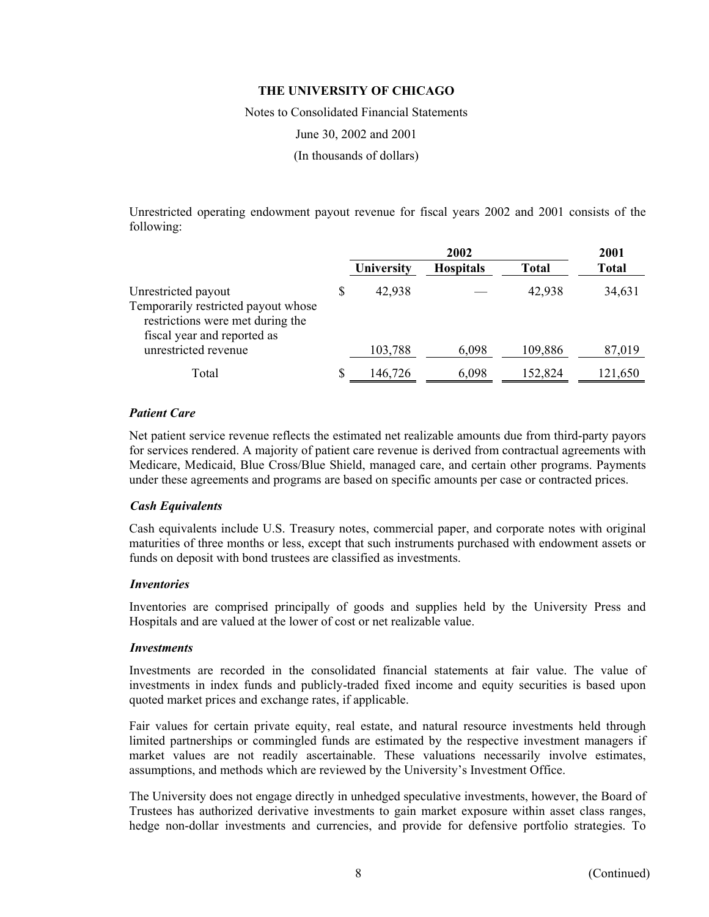Unrestricted operating endowment payout revenue for fiscal years 2002 and 2001 consists of the following:

| | 2002 | | | 2001 |
|---|---|---|---|---|
| | University | Hospitals | Total | Total |
| Unrestricted payout | $ 42,938 | — | 42,938 | 34,631 |
| Temporarily restricted payout whose restrictions were met during the fiscal year and reported as unrestricted revenue | 103,788 | 6,098 | 109,886 | 87,019 |
| Total | $ 146,726 | 6,098 | 152,824 | 121,650 |

### *Patient Care*

Net patient service revenue reflects the estimated net realizable amounts due from third-party payors for services rendered. A majority of patient care revenue is derived from contractual agreements with Medicare, Medicaid, Blue Cross/Blue Shield, managed care, and certain other programs. Payments under these agreements and programs are based on specific amounts per case or contracted prices.

### *Cash Equivalents*

Cash equivalents include U.S. Treasury notes, commercial paper, and corporate notes with original maturities of three months or less, except that such instruments purchased with endowment assets or funds on deposit with bond trustees are classified as investments.

### *Inventories*

Inventories are comprised principally of goods and supplies held by the University Press and Hospitals and are valued at the lower of cost or net realizable value.

### *Investments*

Investments are recorded in the consolidated financial statements at fair value. The value of investments in index funds and publicly-traded fixed income and equity securities is based upon quoted market prices and exchange rates, if applicable.

Fair values for certain private equity, real estate, and natural resource investments held through limited partnerships or commingled funds are estimated by the respective investment managers if market values are not readily ascertainable. These valuations necessarily involve estimates, assumptions, and methods which are reviewed by the University's Investment Office.

The University does not engage directly in unhedged speculative investments, however, the Board of Trustees has authorized derivative investments to gain market exposure within asset class ranges, hedge non-dollar investments and currencies, and provide for defensive portfolio strategies. To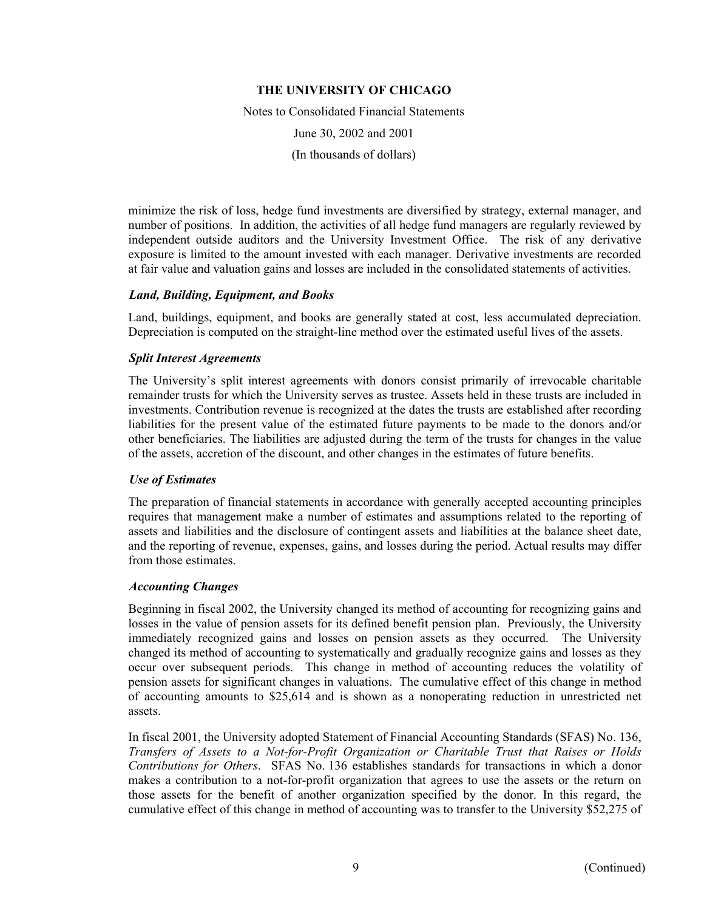minimize the risk of loss, hedge fund investments are diversified by strategy, external manager, and number of positions. In addition, the activities of all hedge fund managers are regularly reviewed by independent outside auditors and the University Investment Office. The risk of any derivative exposure is limited to the amount invested with each manager. Derivative investments are recorded at fair value and valuation gains and losses are included in the consolidated statements of activities.

### *Land, Building, Equipment, and Books*

Land, buildings, equipment, and books are generally stated at cost, less accumulated depreciation. Depreciation is computed on the straight-line method over the estimated useful lives of the assets.

### *Split Interest Agreements*

The University's split interest agreements with donors consist primarily of irrevocable charitable remainder trusts for which the University serves as trustee. Assets held in these trusts are included in investments. Contribution revenue is recognized at the dates the trusts are established after recording liabilities for the present value of the estimated future payments to be made to the donors and/or other beneficiaries. The liabilities are adjusted during the term of the trusts for changes in the value of the assets, accretion of the discount, and other changes in the estimates of future benefits.

### *Use of Estimates*

The preparation of financial statements in accordance with generally accepted accounting principles requires that management make a number of estimates and assumptions related to the reporting of assets and liabilities and the disclosure of contingent assets and liabilities at the balance sheet date, and the reporting of revenue, expenses, gains, and losses during the period. Actual results may differ from those estimates.

### *Accounting Changes*

Beginning in fiscal 2002, the University changed its method of accounting for recognizing gains and losses in the value of pension assets for its defined benefit pension plan. Previously, the University immediately recognized gains and losses on pension assets as they occurred. The University changed its method of accounting to systematically and gradually recognize gains and losses as they occur over subsequent periods. This change in method of accounting reduces the volatility of pension assets for significant changes in valuations. The cumulative effect of this change in method of accounting amounts to $25,614 and is shown as a nonoperating reduction in unrestricted net assets.

In fiscal 2001, the University adopted Statement of Financial Accounting Standards (SFAS) No. 136, *Transfers of Assets to a Not-for-Profit Organization or Charitable Trust that Raises or Holds Contributions for Others*. SFAS No. 136 establishes standards for transactions in which a donor makes a contribution to a not-for-profit organization that agrees to use the assets or the return on those assets for the benefit of another organization specified by the donor. In this regard, the cumulative effect of this change in method of accounting was to transfer to the University $52,275 of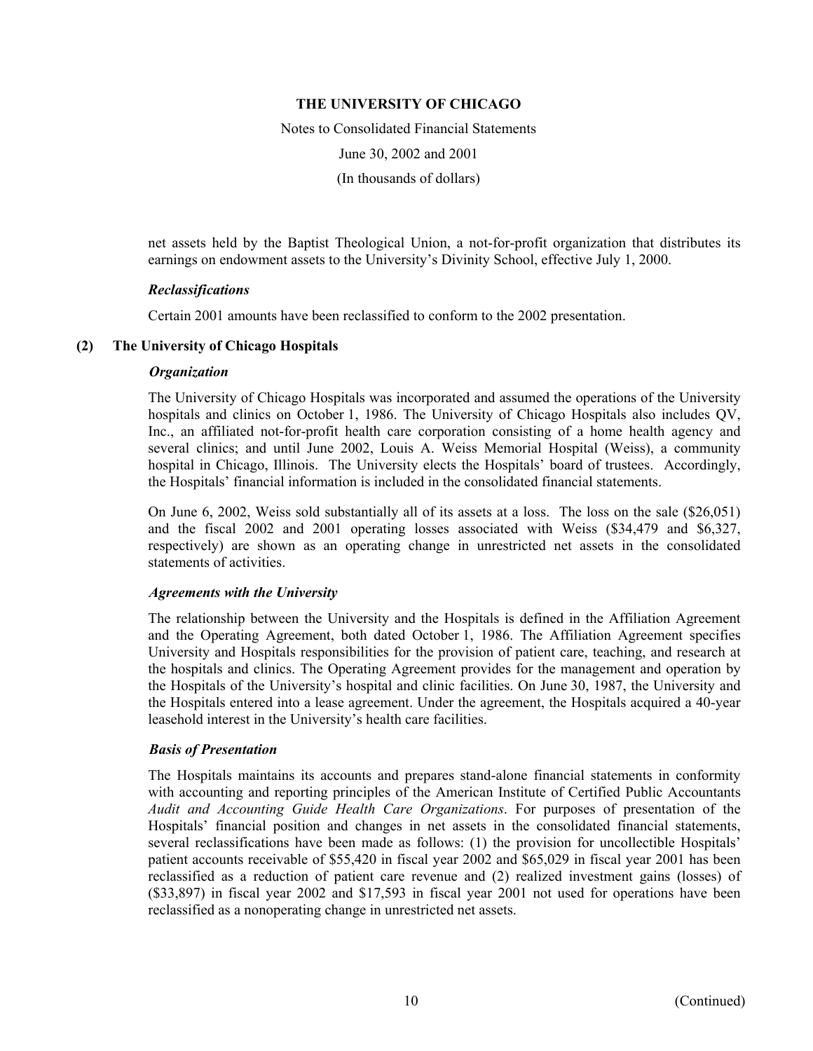net assets held by the Baptist Theological Union, a not-for-profit organization that distributes its earnings on endowment assets to the University's Divinity School, effective July 1, 2000.

### *Reclassifications*

Certain 2001 amounts have been reclassified to conform to the 2002 presentation.

## (2) The University of Chicago Hospitals

### *Organization*

The University of Chicago Hospitals was incorporated and assumed the operations of the University hospitals and clinics on October 1, 1986. The University of Chicago Hospitals also includes QV, Inc., an affiliated not-for-profit health care corporation consisting of a home health agency and several clinics; and until June 2002, Louis A. Weiss Memorial Hospital (Weiss), a community hospital in Chicago, Illinois. The University elects the Hospitals' board of trustees. Accordingly, the Hospitals' financial information is included in the consolidated financial statements.

On June 6, 2002, Weiss sold substantially all of its assets at a loss. The loss on the sale ($26,051) and the fiscal 2002 and 2001 operating losses associated with Weiss ($34,479 and $6,327, respectively) are shown as an operating change in unrestricted net assets in the consolidated statements of activities.

### *Agreements with the University*

The relationship between the University and the Hospitals is defined in the Affiliation Agreement and the Operating Agreement, both dated October 1, 1986. The Affiliation Agreement specifies University and Hospitals responsibilities for the provision of patient care, teaching, and research at the hospitals and clinics. The Operating Agreement provides for the management and operation by the Hospitals of the University's hospital and clinic facilities. On June 30, 1987, the University and the Hospitals entered into a lease agreement. Under the agreement, the Hospitals acquired a 40-year leasehold interest in the University's health care facilities.

### *Basis of Presentation*

The Hospitals maintains its accounts and prepares stand-alone financial statements in conformity with accounting and reporting principles of the American Institute of Certified Public Accountants *Audit and Accounting Guide Health Care Organizations*. For purposes of presentation of the Hospitals' financial position and changes in net assets in the consolidated financial statements, several reclassifications have been made as follows: (1) the provision for uncollectible Hospitals' patient accounts receivable of $55,420 in fiscal year 2002 and $65,029 in fiscal year 2001 has been reclassified as a reduction of patient care revenue and (2) realized investment gains (losses) of ($33,897) in fiscal year 2002 and $17,593 in fiscal year 2001 not used for operations have been reclassified as a nonoperating change in unrestricted net assets.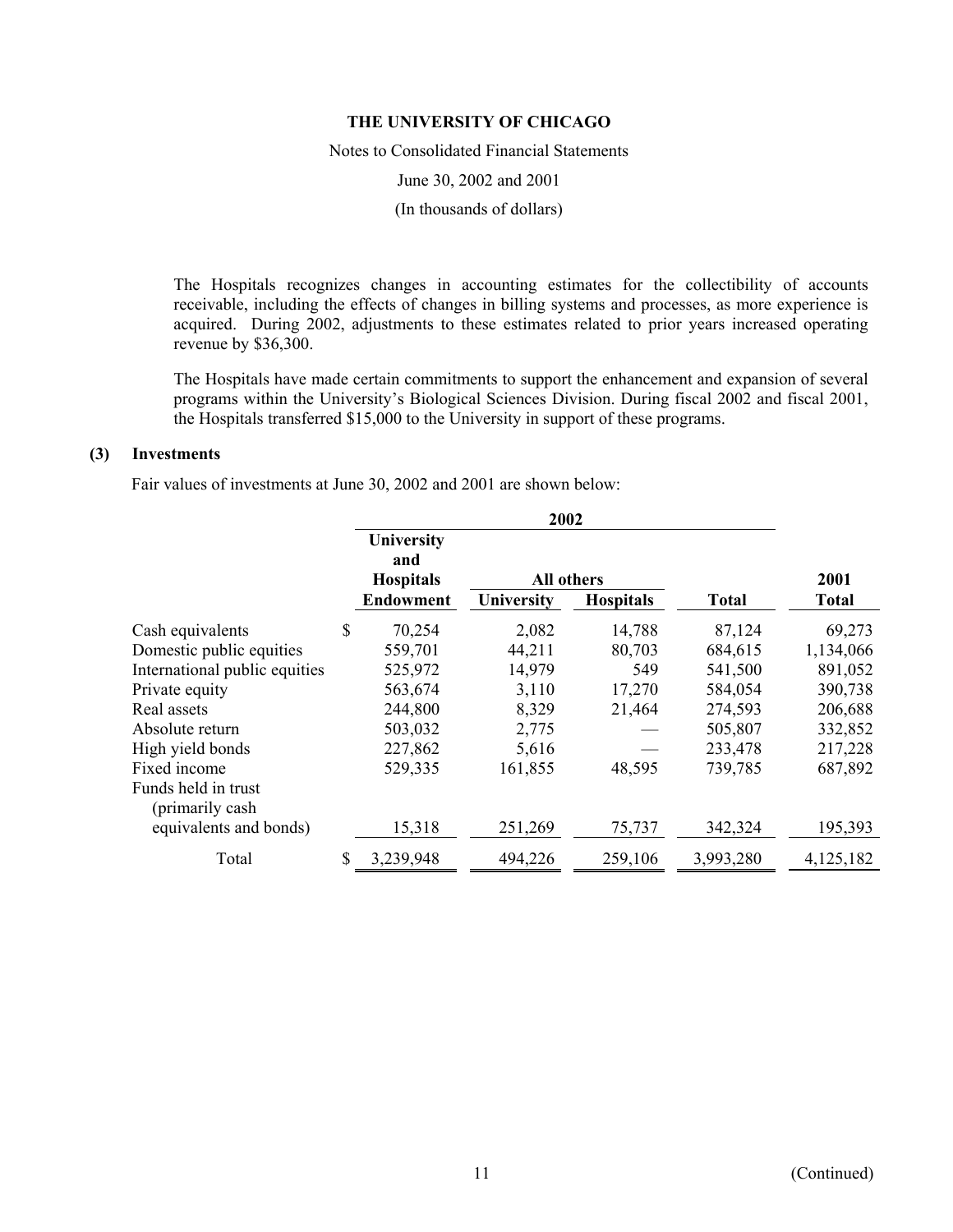The Hospitals recognizes changes in accounting estimates for the collectibility of accounts receivable, including the effects of changes in billing systems and processes, as more experience is acquired. During 2002, adjustments to these estimates related to prior years increased operating revenue by $36,300.

The Hospitals have made certain commitments to support the enhancement and expansion of several programs within the University's Biological Sciences Division. During fiscal 2002 and fiscal 2001, the Hospitals transferred $15,000 to the University in support of these programs.

## (3) Investments

Fair values of investments at June 30, 2002 and 2001 are shown below:

| | 2002 | | | | |
|---|---|---|---|---|---|
| | University and Hospitals | All others | | | 2001 |
| | Endowment | University | Hospitals | Total | Total |
| Cash equivalents | $ 70,254 | 2,082 | 14,788 | 87,124 | 69,273 |
| Domestic public equities | 559,701 | 44,211 | 80,703 | 684,615 | 1,134,066 |
| International public equities | 525,972 | 14,979 | 549 | 541,500 | 891,052 |
| Private equity | 563,674 | 3,110 | 17,270 | 584,054 | 390,738 |
| Real assets | 244,800 | 8,329 | 21,464 | 274,593 | 206,688 |
| Absolute return | 503,032 | 2,775 | — | 505,807 | 332,852 |
| High yield bonds | 227,862 | 5,616 | — | 233,478 | 217,228 |
| Fixed income | 529,335 | 161,855 | 48,595 | 739,785 | 687,892 |
| Funds held in trust (primarily cash equivalents and bonds) | 15,318 | 251,269 | 75,737 | 342,324 | 195,393 |
| Total | $ 3,239,948 | 494,226 | 259,106 | 3,993,280 | 4,125,182 |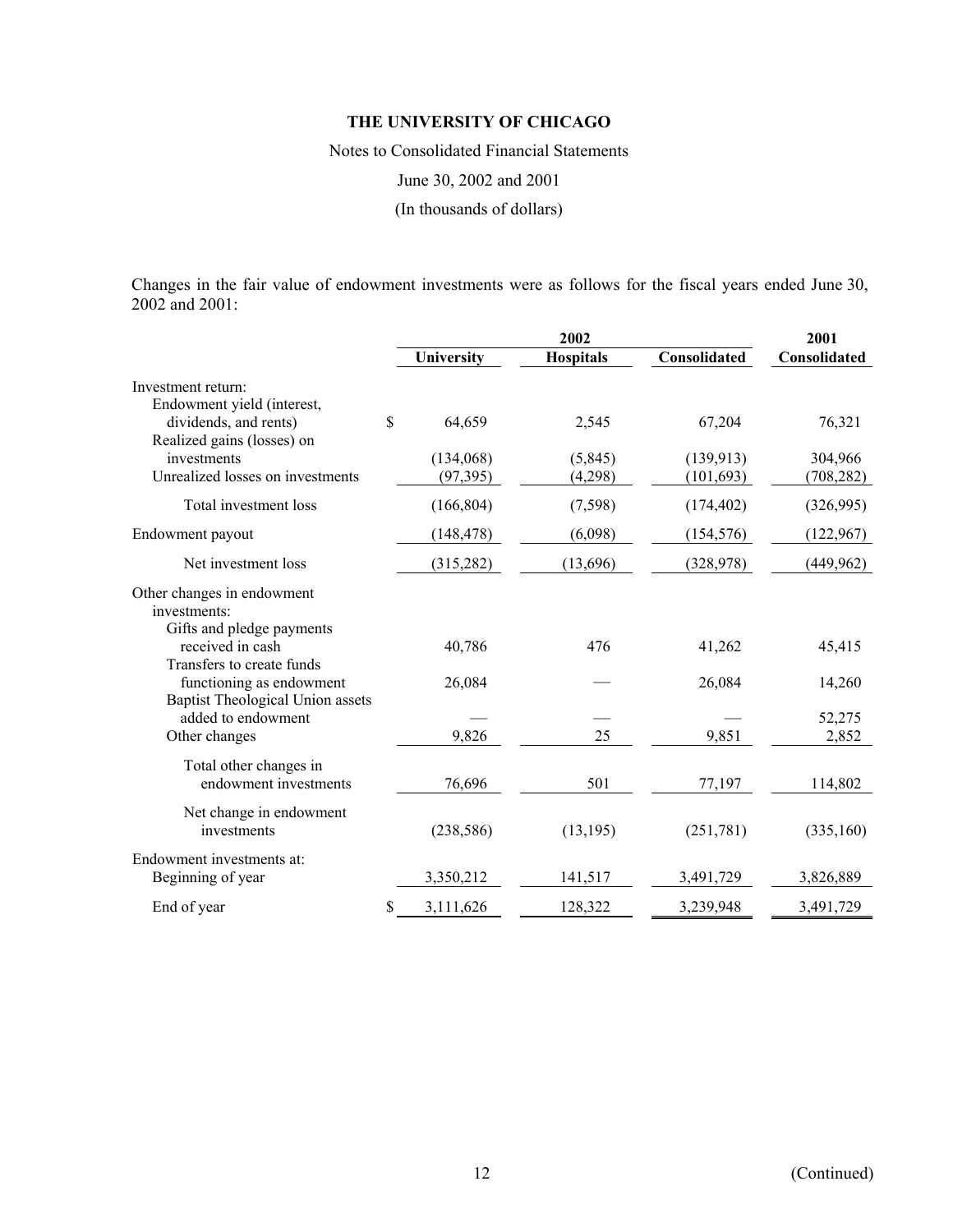**THE UNIVERSITY OF CHICAGO**

Notes to Consolidated Financial Statements

June 30, 2002 and 2001

(In thousands of dollars)

Changes in the fair value of endowment investments were as follows for the fiscal years ended June 30, 2002 and 2001:

| | 2002 | | | 2001 |
|---|---|---|---|---|
| | **University** | **Hospitals** | **Consolidated** | **Consolidated** |
| Investment return: | | | | |
| Endowment yield (interest, dividends, and rents) | $ 64,659 | 2,545 | 67,204 | 76,321 |
| Realized gains (losses) on investments | (134,068) | (5,845) | (139,913) | 304,966 |
| Unrealized losses on investments | (97,395) | (4,298) | (101,693) | (708,282) |
| Total investment loss | (166,804) | (7,598) | (174,402) | (326,995) |
| Endowment payout | (148,478) | (6,098) | (154,576) | (122,967) |
| Net investment loss | (315,282) | (13,696) | (328,978) | (449,962) |
| Other changes in endowment investments: | | | | |
| Gifts and pledge payments received in cash | 40,786 | 476 | 41,262 | 45,415 |
| Transfers to create funds functioning as endowment | 26,084 | — | 26,084 | 14,260 |
| Baptist Theological Union assets added to endowment | — | — | — | 52,275 |
| Other changes | 9,826 | 25 | 9,851 | 2,852 |
| Total other changes in endowment investments | 76,696 | 501 | 77,197 | 114,802 |
| Net change in endowment investments | (238,586) | (13,195) | (251,781) | (335,160) |
| Endowment investments at: | | | | |
| Beginning of year | 3,350,212 | 141,517 | 3,491,729 | 3,826,889 |
| End of year | $ 3,111,626 | 128,322 | 3,239,948 | 3,491,729 |

(Continued)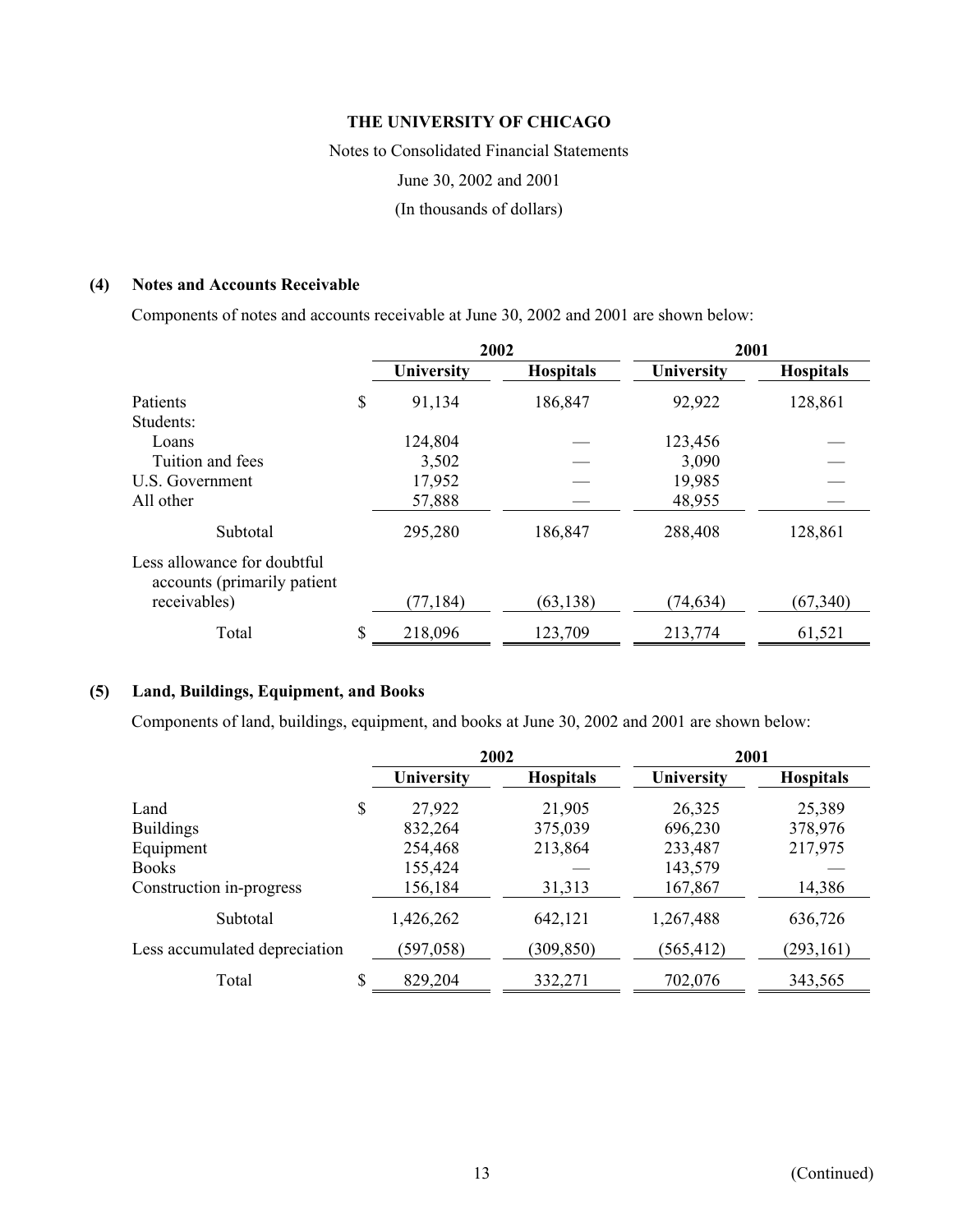**THE UNIVERSITY OF CHICAGO**

Notes to Consolidated Financial Statements

June 30, 2002 and 2001

(In thousands of dollars)

## (4) Notes and Accounts Receivable

Components of notes and accounts receivable at June 30, 2002 and 2001 are shown below:

| | 2002 | | 2001 | |
|---|---|---|---|---|
| | **University** | **Hospitals** | **University** | **Hospitals** |
| Patients | $ 91,134 | 186,847 | 92,922 | 128,861 |
| Students: | | | | |
| Loans | 124,804 | — | 123,456 | — |
| Tuition and fees | 3,502 | — | 3,090 | — |
| U.S. Government | 17,952 | — | 19,985 | — |
| All other | 57,888 | — | 48,955 | — |
| Subtotal | 295,280 | 186,847 | 288,408 | 128,861 |
| Less allowance for doubtful accounts (primarily patient receivables) | (77,184) | (63,138) | (74,634) | (67,340) |
| Total | $ 218,096 | 123,709 | 213,774 | 61,521 |

## (5) Land, Buildings, Equipment, and Books

Components of land, buildings, equipment, and books at June 30, 2002 and 2001 are shown below:

| | 2002 | | 2001 | |
|---|---|---|---|---|
| | **University** | **Hospitals** | **University** | **Hospitals** |
| Land | $ 27,922 | 21,905 | 26,325 | 25,389 |
| Buildings | 832,264 | 375,039 | 696,230 | 378,976 |
| Equipment | 254,468 | 213,864 | 233,487 | 217,975 |
| Books | 155,424 | — | 143,579 | — |
| Construction in-progress | 156,184 | 31,313 | 167,867 | 14,386 |
| Subtotal | 1,426,262 | 642,121 | 1,267,488 | 636,726 |
| Less accumulated depreciation | (597,058) | (309,850) | (565,412) | (293,161) |
| Total | $ 829,204 | 332,271 | 702,076 | 343,565 |

(Continued)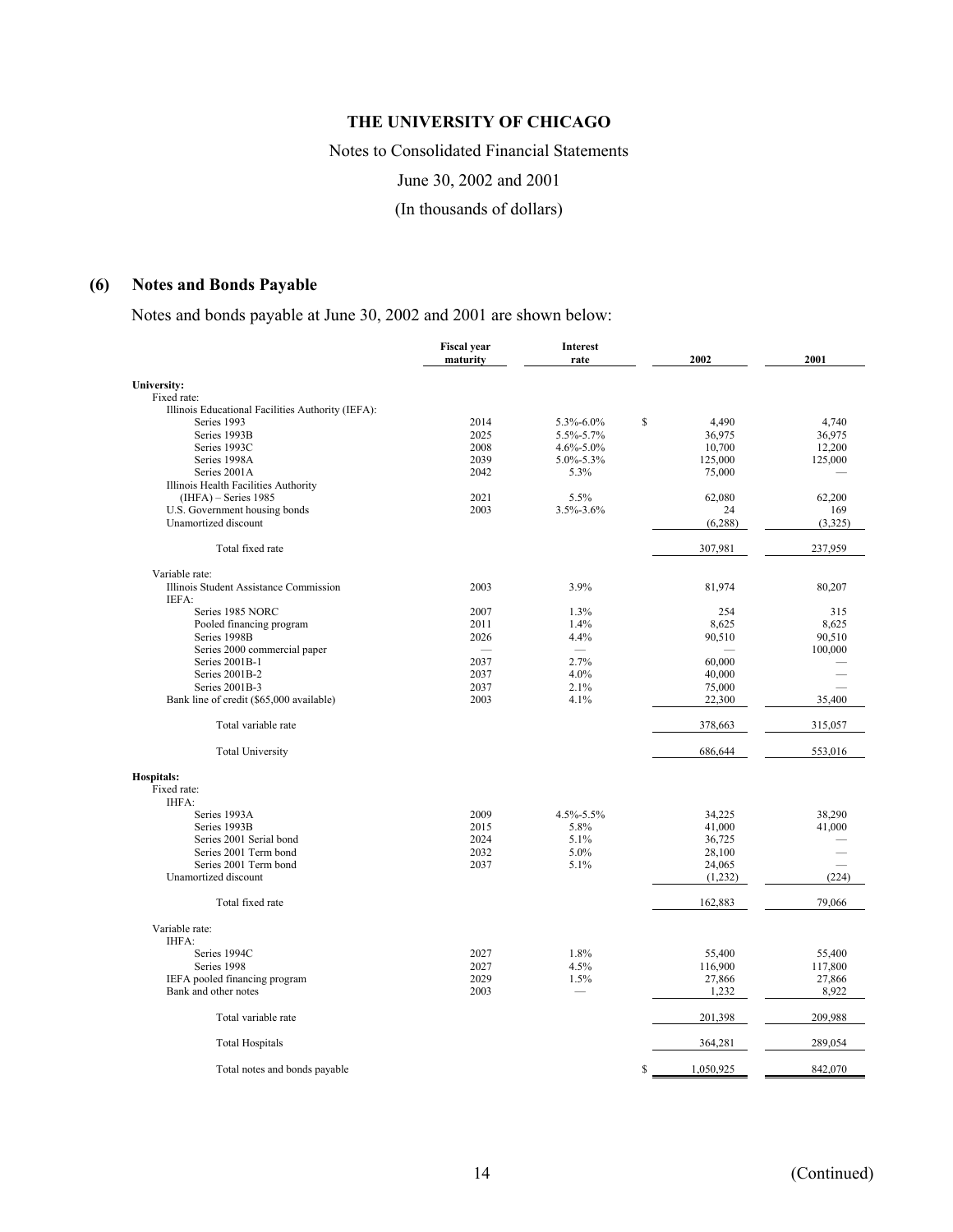**THE UNIVERSITY OF CHICAGO**

Notes to Consolidated Financial Statements

June 30, 2002 and 2001

(In thousands of dollars)

## (6) Notes and Bonds Payable

Notes and bonds payable at June 30, 2002 and 2001 are shown below:

| | Fiscal year maturity | Interest rate | 2002 | 2001 |
|---|---|---|---|---|
| **University:** | | | | |
| Fixed rate: | | | | |
| Illinois Educational Facilities Authority (IEFA): | | | | |
| Series 1993 | 2014 | 5.3%-6.0% | $ 4,490 | 4,740 |
| Series 1993B | 2025 | 5.5%-5.7% | 36,975 | 36,975 |
| Series 1993C | 2008 | 4.6%-5.0% | 10,700 | 12,200 |
| Series 1998A | 2039 | 5.0%-5.3% | 125,000 | 125,000 |
| Series 2001A | 2042 | 5.3% | 75,000 | — |
| Illinois Health Facilities Authority (IHFA) – Series 1985 | 2021 | 5.5% | 62,080 | 62,200 |
| U.S. Government housing bonds | 2003 | 3.5%-3.6% | 24 | 169 |
| Unamortized discount | | | (6,288) | (3,325) |
| Total fixed rate | | | 307,981 | 237,959 |
| Variable rate: | | | | |
| Illinois Student Assistance Commission | 2003 | 3.9% | 81,974 | 80,207 |
| IEFA: | | | | |
| Series 1985 NORC | 2007 | 1.3% | 254 | 315 |
| Pooled financing program | 2011 | 1.4% | 8,625 | 8,625 |
| Series 1998B | 2026 | 4.4% | 90,510 | 90,510 |
| Series 2000 commercial paper | — | — | — | 100,000 |
| Series 2001B-1 | 2037 | 2.7% | 60,000 | — |
| Series 2001B-2 | 2037 | 4.0% | 40,000 | — |
| Series 2001B-3 | 2037 | 2.1% | 75,000 | — |
| Bank line of credit ($65,000 available) | 2003 | 4.1% | 22,300 | 35,400 |
| Total variable rate | | | 378,663 | 315,057 |
| Total University | | | 686,644 | 553,016 |
| **Hospitals:** | | | | |
| Fixed rate: | | | | |
| IHFA: | | | | |
| Series 1993A | 2009 | 4.5%-5.5% | 34,225 | 38,290 |
| Series 1993B | 2015 | 5.8% | 41,000 | 41,000 |
| Series 2001 Serial bond | 2024 | 5.1% | 36,725 | — |
| Series 2001 Term bond | 2032 | 5.0% | 28,100 | — |
| Series 2001 Term bond | 2037 | 5.1% | 24,065 | — |
| Unamortized discount | | | (1,232) | (224) |
| Total fixed rate | | | 162,883 | 79,066 |
| Variable rate: | | | | |
| IHFA: | | | | |
| Series 1994C | 2027 | 1.8% | 55,400 | 55,400 |
| Series 1998 | 2027 | 4.5% | 116,900 | 117,800 |
| IEFA pooled financing program | 2029 | 1.5% | 27,866 | 27,866 |
| Bank and other notes | 2003 | — | 1,232 | 8,922 |
| Total variable rate | | | 201,398 | 209,988 |
| Total Hospitals | | | 364,281 | 289,054 |
| Total notes and bonds payable | | | $ 1,050,925 | 842,070 |

(Continued)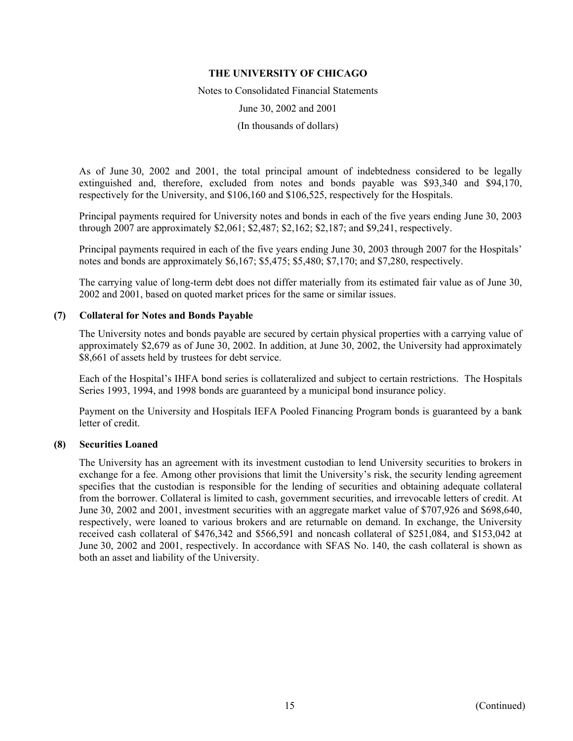As of June 30, 2002 and 2001, the total principal amount of indebtedness considered to be legally extinguished and, therefore, excluded from notes and bonds payable was $93,340 and $94,170, respectively for the University, and $106,160 and $106,525, respectively for the Hospitals.

Principal payments required for University notes and bonds in each of the five years ending June 30, 2003 through 2007 are approximately $2,061; $2,487; $2,162; $2,187; and $9,241, respectively.

Principal payments required in each of the five years ending June 30, 2003 through 2007 for the Hospitals' notes and bonds are approximately $6,167; $5,475; $5,480; $7,170; and $7,280, respectively.

The carrying value of long-term debt does not differ materially from its estimated fair value as of June 30, 2002 and 2001, based on quoted market prices for the same or similar issues.

## (7) Collateral for Notes and Bonds Payable

The University notes and bonds payable are secured by certain physical properties with a carrying value of approximately $2,679 as of June 30, 2002. In addition, at June 30, 2002, the University had approximately $8,661 of assets held by trustees for debt service.

Each of the Hospital's IHFA bond series is collateralized and subject to certain restrictions. The Hospitals Series 1993, 1994, and 1998 bonds are guaranteed by a municipal bond insurance policy.

Payment on the University and Hospitals IEFA Pooled Financing Program bonds is guaranteed by a bank letter of credit.

## (8) Securities Loaned

The University has an agreement with its investment custodian to lend University securities to brokers in exchange for a fee. Among other provisions that limit the University's risk, the security lending agreement specifies that the custodian is responsible for the lending of securities and obtaining adequate collateral from the borrower. Collateral is limited to cash, government securities, and irrevocable letters of credit. At June 30, 2002 and 2001, investment securities with an aggregate market value of $707,926 and $698,640, respectively, were loaned to various brokers and are returnable on demand. In exchange, the University received cash collateral of $476,342 and $566,591 and noncash collateral of $251,084, and $153,042 at June 30, 2002 and 2001, respectively. In accordance with SFAS No. 140, the cash collateral is shown as both an asset and liability of the University.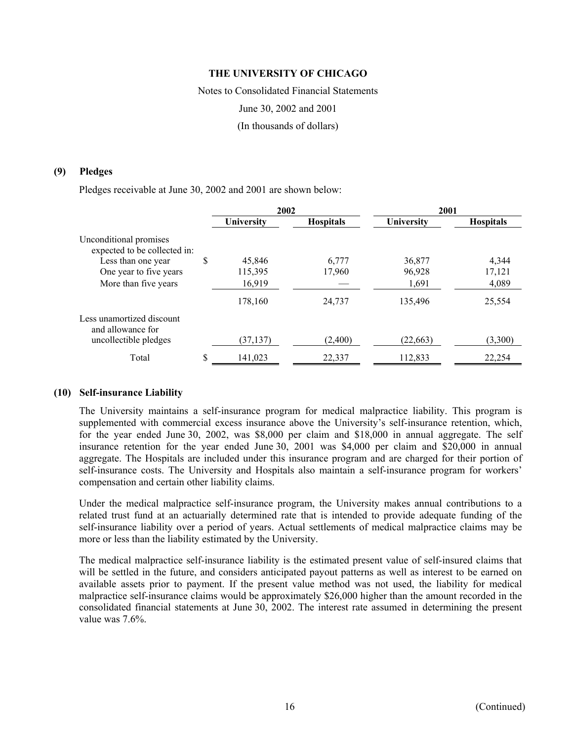# THE UNIVERSITY OF CHICAGO

Notes to Consolidated Financial Statements

June 30, 2002 and 2001

(In thousands of dollars)

## (9) Pledges

Pledges receivable at June 30, 2002 and 2001 are shown below:

| | 2002 | | 2001 | |
|---|---|---|---|---|
| | **University** | **Hospitals** | **University** | **Hospitals** |
| Unconditional promises expected to be collected in: | | | | |
| Less than one year | $ 45,846 | 6,777 | 36,877 | 4,344 |
| One year to five years | 115,395 | 17,960 | 96,928 | 17,121 |
| More than five years | 16,919 | — | 1,691 | 4,089 |
| | 178,160 | 24,737 | 135,496 | 25,554 |
| Less unamortized discount and allowance for uncollectible pledges | (37,137) | (2,400) | (22,663) | (3,300) |
| Total | $ 141,023 | 22,337 | 112,833 | 22,254 |

## (10) Self-insurance Liability

The University maintains a self-insurance program for medical malpractice liability. This program is supplemented with commercial excess insurance above the University's self-insurance retention, which, for the year ended June 30, 2002, was $8,000 per claim and $18,000 in annual aggregate. The self insurance retention for the year ended June 30, 2001 was $4,000 per claim and $20,000 in annual aggregate. The Hospitals are included under this insurance program and are charged for their portion of self-insurance costs. The University and Hospitals also maintain a self-insurance program for workers' compensation and certain other liability claims.

Under the medical malpractice self-insurance program, the University makes annual contributions to a related trust fund at an actuarially determined rate that is intended to provide adequate funding of the self-insurance liability over a period of years. Actual settlements of medical malpractice claims may be more or less than the liability estimated by the University.

The medical malpractice self-insurance liability is the estimated present value of self-insured claims that will be settled in the future, and considers anticipated payout patterns as well as interest to be earned on available assets prior to payment. If the present value method was not used, the liability for medical malpractice self-insurance claims would be approximately $26,000 higher than the amount recorded in the consolidated financial statements at June 30, 2002. The interest rate assumed in determining the present value was 7.6%.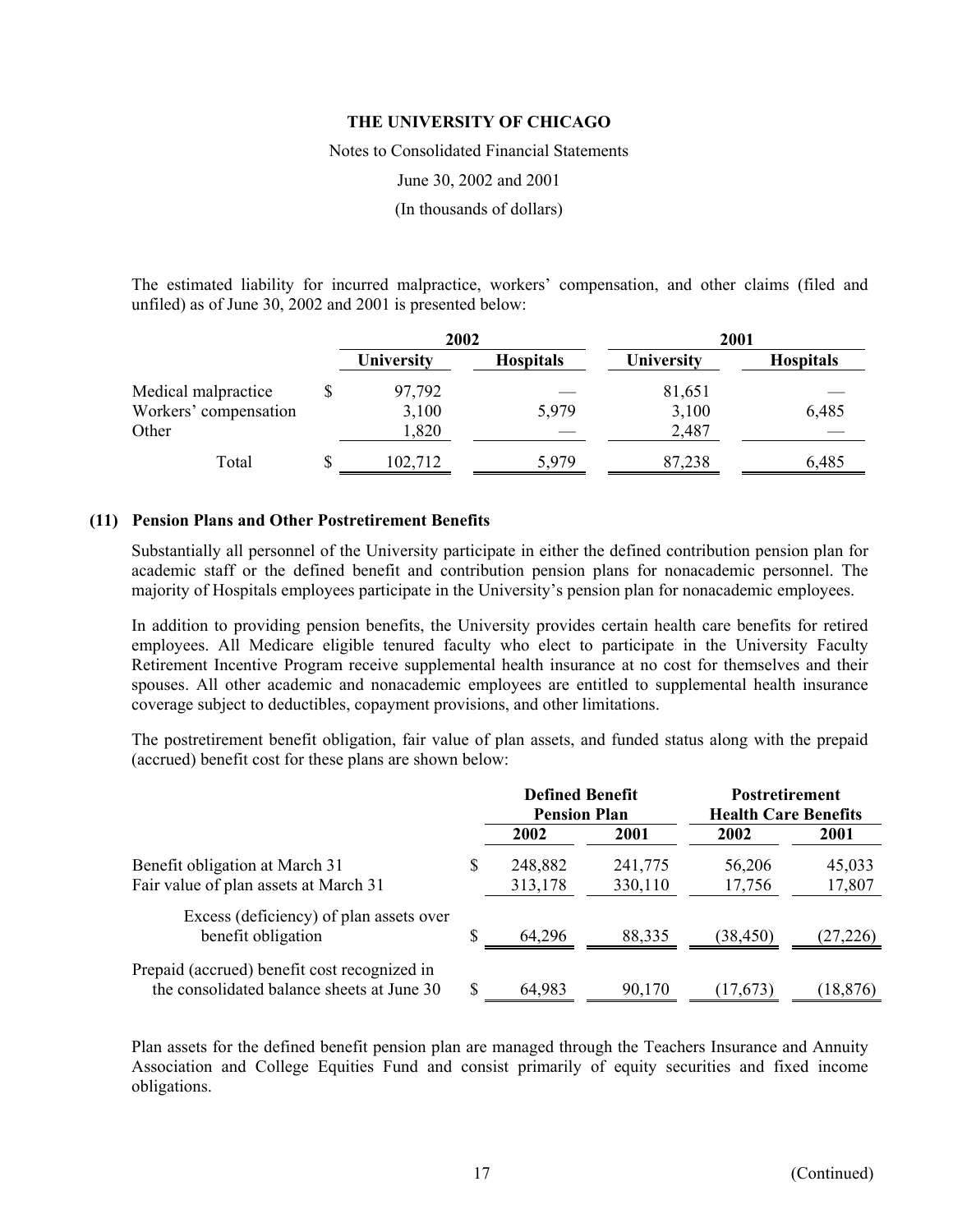The estimated liability for incurred malpractice, workers' compensation, and other claims (filed and unfiled) as of June 30, 2002 and 2001 is presented below:

| | 2002 | | 2001 | |
|---|---|---|---|---|
| | University | Hospitals | University | Hospitals |
| Medical malpractice | $ 97,792 | — | 81,651 | — |
| Workers' compensation | 3,100 | 5,979 | 3,100 | 6,485 |
| Other | 1,820 | — | 2,487 | — |
| Total | $ 102,712 | 5,979 | 87,238 | 6,485 |

## (11) Pension Plans and Other Postretirement Benefits

Substantially all personnel of the University participate in either the defined contribution pension plan for academic staff or the defined benefit and contribution pension plans for nonacademic personnel. The majority of Hospitals employees participate in the University's pension plan for nonacademic employees.

In addition to providing pension benefits, the University provides certain health care benefits for retired employees. All Medicare eligible tenured faculty who elect to participate in the University Faculty Retirement Incentive Program receive supplemental health insurance at no cost for themselves and their spouses. All other academic and nonacademic employees are entitled to supplemental health insurance coverage subject to deductibles, copayment provisions, and other limitations.

The postretirement benefit obligation, fair value of plan assets, and funded status along with the prepaid (accrued) benefit cost for these plans are shown below:

| | Defined Benefit Pension Plan | | Postretirement Health Care Benefits | |
|---|---|---|---|---|
| | 2002 | 2001 | 2002 | 2001 |
| Benefit obligation at March 31 | $ 248,882 | 241,775 | 56,206 | 45,033 |
| Fair value of plan assets at March 31 | 313,178 | 330,110 | 17,756 | 17,807 |
| Excess (deficiency) of plan assets over benefit obligation | $ 64,296 | 88,335 | (38,450) | (27,226) |
| Prepaid (accrued) benefit cost recognized in the consolidated balance sheets at June 30 | $ 64,983 | 90,170 | (17,673) | (18,876) |

Plan assets for the defined benefit pension plan are managed through the Teachers Insurance and Annuity Association and College Equities Fund and consist primarily of equity securities and fixed income obligations.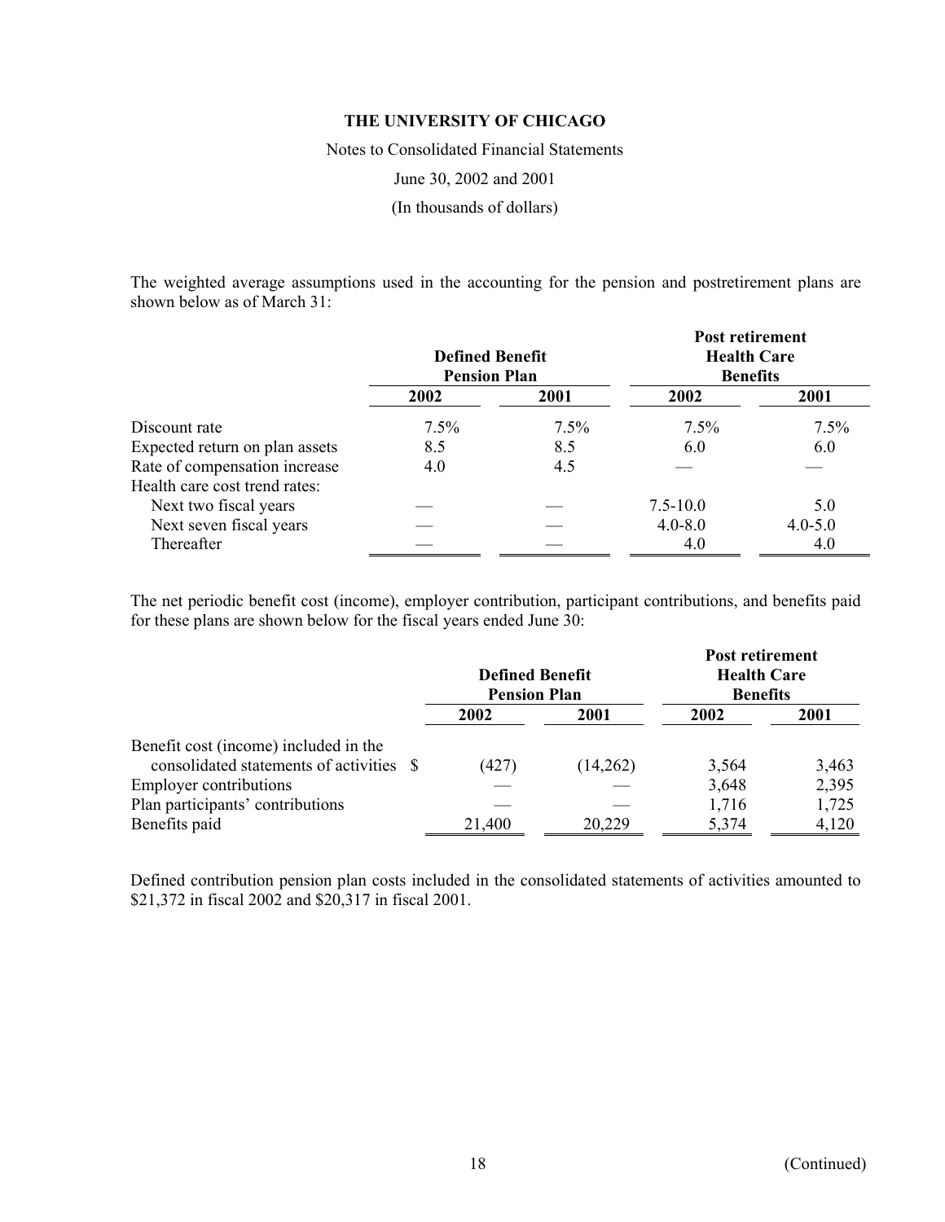**THE UNIVERSITY OF CHICAGO**

Notes to Consolidated Financial Statements

June 30, 2002 and 2001

(In thousands of dollars)

The weighted average assumptions used in the accounting for the pension and postretirement plans are shown below as of March 31:

| | Defined Benefit Pension Plan | | Post retirement Health Care Benefits | |
|---|---|---|---|---|
| | 2002 | 2001 | 2002 | 2001 |
| Discount rate | 7.5% | 7.5% | 7.5% | 7.5% |
| Expected return on plan assets | 8.5 | 8.5 | 6.0 | 6.0 |
| Rate of compensation increase | 4.0 | 4.5 | — | — |
| Health care cost trend rates: | | | | |
| Next two fiscal years | — | — | 7.5-10.0 | 5.0 |
| Next seven fiscal years | — | — | 4.0-8.0 | 4.0-5.0 |
| Thereafter | — | — | 4.0 | 4.0 |

The net periodic benefit cost (income), employer contribution, participant contributions, and benefits paid for these plans are shown below for the fiscal years ended June 30:

| | Defined Benefit Pension Plan | | Post retirement Health Care Benefits | |
|---|---|---|---|---|
| | 2002 | 2001 | 2002 | 2001 |
| Benefit cost (income) included in the consolidated statements of activities | $ (427) | (14,262) | 3,564 | 3,463 |
| Employer contributions | — | — | 3,648 | 2,395 |
| Plan participants' contributions | — | — | 1,716 | 1,725 |
| Benefits paid | 21,400 | 20,229 | 5,374 | 4,120 |

Defined contribution pension plan costs included in the consolidated statements of activities amounted to $21,372 in fiscal 2002 and $20,317 in fiscal 2001.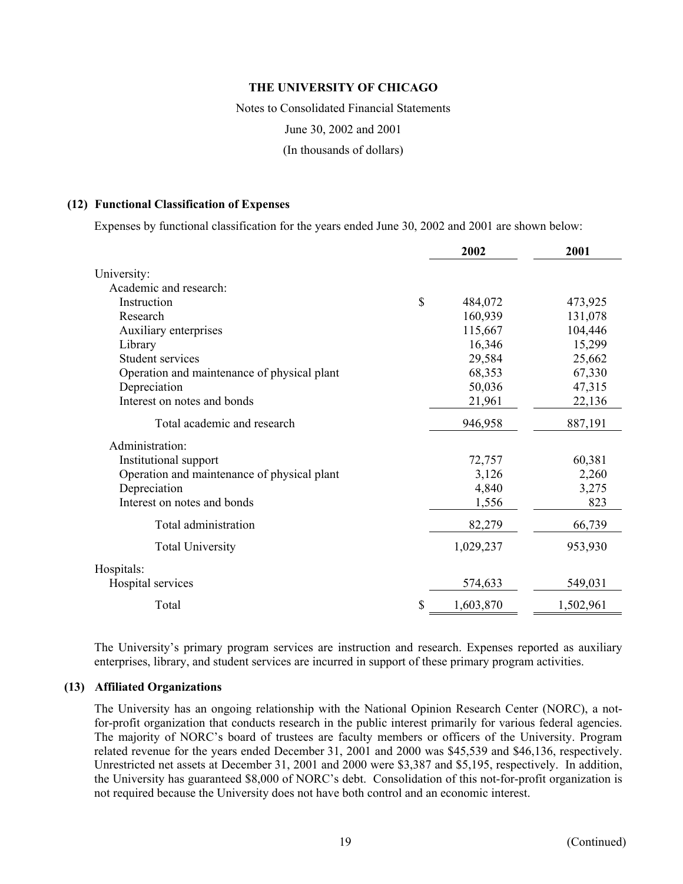THE UNIVERSITY OF CHICAGO

Notes to Consolidated Financial Statements

June 30, 2002 and 2001

(In thousands of dollars)

### (12) Functional Classification of Expenses

Expenses by functional classification for the years ended June 30, 2002 and 2001 are shown below:

| | 2002 | 2001 |
|---|---|---|
| University: | | |
| Academic and research: | | |
| Instruction | $ 484,072 | 473,925 |
| Research | 160,939 | 131,078 |
| Auxiliary enterprises | 115,667 | 104,446 |
| Library | 16,346 | 15,299 |
| Student services | 29,584 | 25,662 |
| Operation and maintenance of physical plant | 68,353 | 67,330 |
| Depreciation | 50,036 | 47,315 |
| Interest on notes and bonds | 21,961 | 22,136 |
| Total academic and research | 946,958 | 887,191 |
| Administration: | | |
| Institutional support | 72,757 | 60,381 |
| Operation and maintenance of physical plant | 3,126 | 2,260 |
| Depreciation | 4,840 | 3,275 |
| Interest on notes and bonds | 1,556 | 823 |
| Total administration | 82,279 | 66,739 |
| Total University | 1,029,237 | 953,930 |
| Hospitals: | | |
| Hospital services | 574,633 | 549,031 |
| Total | $ 1,603,870 | 1,502,961 |

The University's primary program services are instruction and research. Expenses reported as auxiliary enterprises, library, and student services are incurred in support of these primary program activities.

### (13) Affiliated Organizations

The University has an ongoing relationship with the National Opinion Research Center (NORC), a not-for-profit organization that conducts research in the public interest primarily for various federal agencies. The majority of NORC's board of trustees are faculty members or officers of the University. Program related revenue for the years ended December 31, 2001 and 2000 was $45,539 and $46,136, respectively. Unrestricted net assets at December 31, 2001 and 2000 were $3,387 and $5,195, respectively. In addition, the University has guaranteed $8,000 of NORC's debt. Consolidation of this not-for-profit organization is not required because the University does not have both control and an economic interest.

(Continued)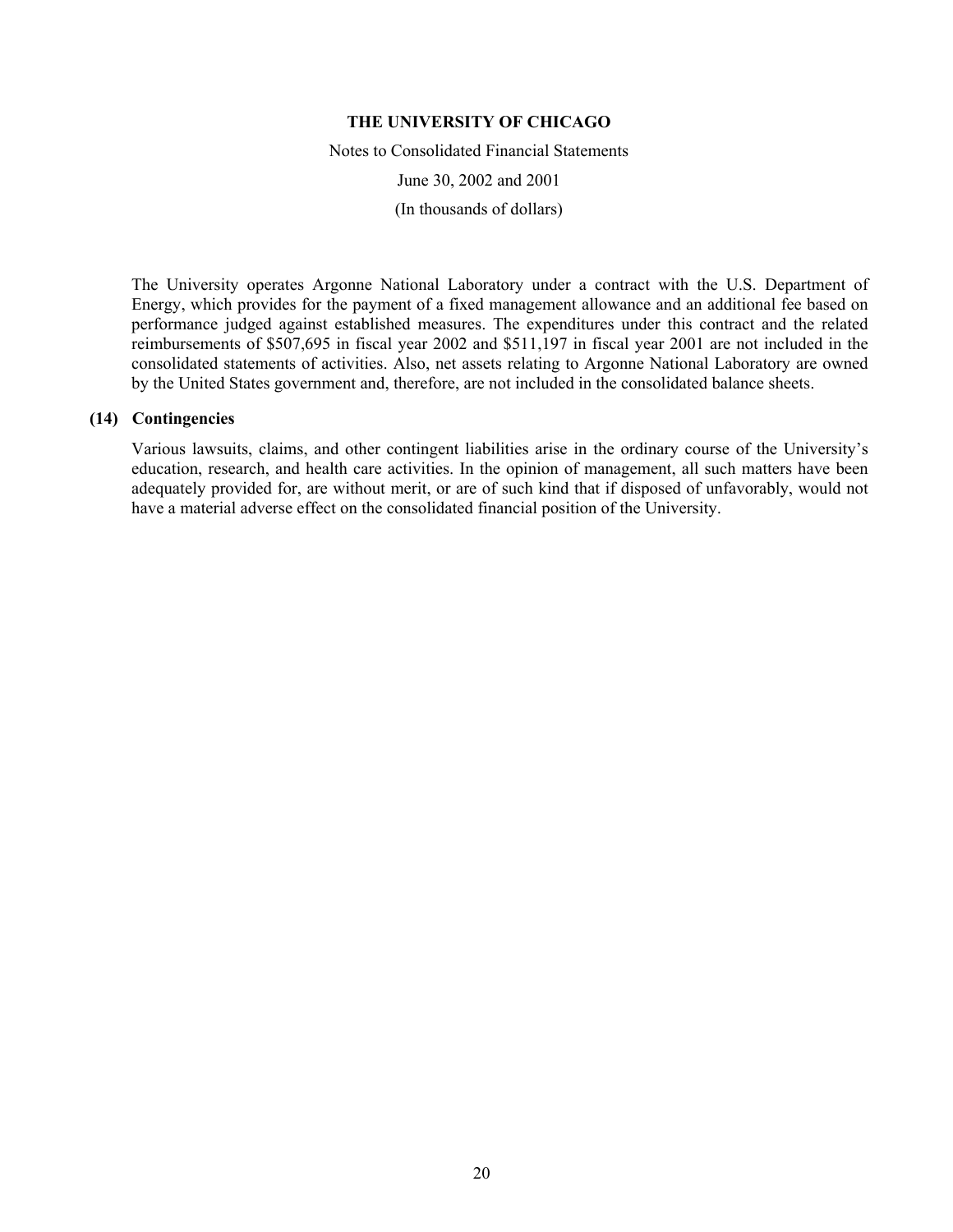The University operates Argonne National Laboratory under a contract with the U.S. Department of Energy, which provides for the payment of a fixed management allowance and an additional fee based on performance judged against established measures. The expenditures under this contract and the related reimbursements of $507,695 in fiscal year 2002 and $511,197 in fiscal year 2001 are not included in the consolidated statements of activities. Also, net assets relating to Argonne National Laboratory are owned by the United States government and, therefore, are not included in the consolidated balance sheets.

### (14) Contingencies

Various lawsuits, claims, and other contingent liabilities arise in the ordinary course of the University's education, research, and health care activities. In the opinion of management, all such matters have been adequately provided for, are without merit, or are of such kind that if disposed of unfavorably, would not have a material adverse effect on the consolidated financial position of the University.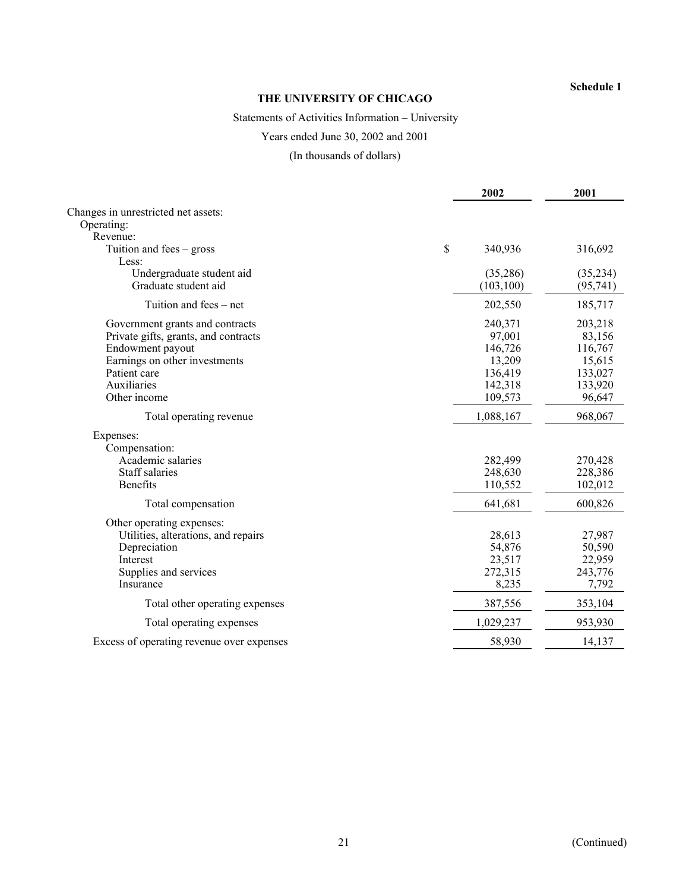**Schedule 1**

# THE UNIVERSITY OF CHICAGO

Statements of Activities Information – University

Years ended June 30, 2002 and 2001

(In thousands of dollars)

| | 2002 | 2001 |
|---|---|---|
| Changes in unrestricted net assets: | | |
| Operating: | | |
| Revenue: | | |
| Tuition and fees – gross | $ 340,936 | 316,692 |
| Less: | | |
| Undergraduate student aid | (35,286) | (35,234) |
| Graduate student aid | (103,100) | (95,741) |
| Tuition and fees – net | 202,550 | 185,717 |
| Government grants and contracts | 240,371 | 203,218 |
| Private gifts, grants, and contracts | 97,001 | 83,156 |
| Endowment payout | 146,726 | 116,767 |
| Earnings on other investments | 13,209 | 15,615 |
| Patient care | 136,419 | 133,027 |
| Auxiliaries | 142,318 | 133,920 |
| Other income | 109,573 | 96,647 |
| Total operating revenue | 1,088,167 | 968,067 |
| Expenses: | | |
| Compensation: | | |
| Academic salaries | 282,499 | 270,428 |
| Staff salaries | 248,630 | 228,386 |
| Benefits | 110,552 | 102,012 |
| Total compensation | 641,681 | 600,826 |
| Other operating expenses: | | |
| Utilities, alterations, and repairs | 28,613 | 27,987 |
| Depreciation | 54,876 | 50,590 |
| Interest | 23,517 | 22,959 |
| Supplies and services | 272,315 | 243,776 |
| Insurance | 8,235 | 7,792 |
| Total other operating expenses | 387,556 | 353,104 |
| Total operating expenses | 1,029,237 | 953,930 |
| Excess of operating revenue over expenses | 58,930 | 14,137 |

(Continued)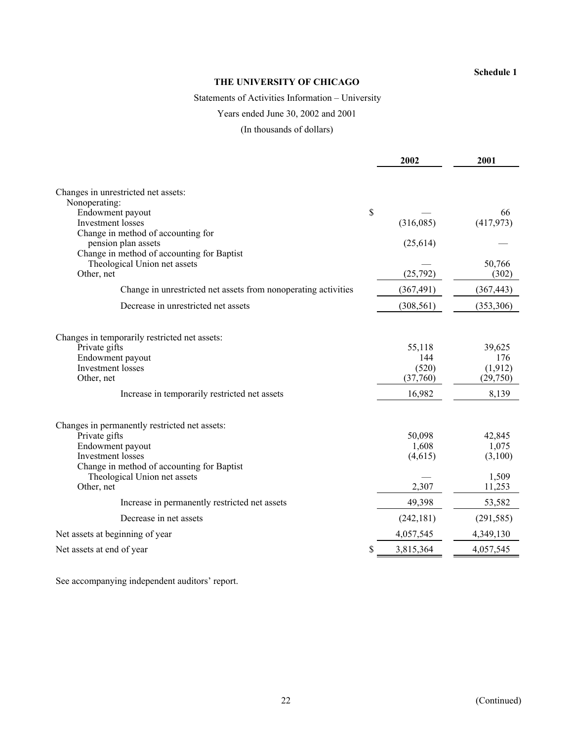**Schedule 1**

**THE UNIVERSITY OF CHICAGO**

Statements of Activities Information – University

Years ended June 30, 2002 and 2001

(In thousands of dollars)

| | 2002 | 2001 |
|---|---|---|
| Changes in unrestricted net assets: | | |
| Nonoperating: | | |
| Endowment payout | $ — | 66 |
| Investment losses | (316,085) | (417,973) |
| Change in method of accounting for pension plan assets | (25,614) | — |
| Change in method of accounting for Baptist Theological Union net assets | — | 50,766 |
| Other, net | (25,792) | (302) |
| Change in unrestricted net assets from nonoperating activities | (367,491) | (367,443) |
| Decrease in unrestricted net assets | (308,561) | (353,306) |
| Changes in temporarily restricted net assets: | | |
| Private gifts | 55,118 | 39,625 |
| Endowment payout | 144 | 176 |
| Investment losses | (520) | (1,912) |
| Other, net | (37,760) | (29,750) |
| Increase in temporarily restricted net assets | 16,982 | 8,139 |
| Changes in permanently restricted net assets: | | |
| Private gifts | 50,098 | 42,845 |
| Endowment payout | 1,608 | 1,075 |
| Investment losses | (4,615) | (3,100) |
| Change in method of accounting for Baptist Theological Union net assets | — | 1,509 |
| Other, net | 2,307 | 11,253 |
| Increase in permanently restricted net assets | 49,398 | 53,582 |
| Decrease in net assets | (242,181) | (291,585) |
| Net assets at beginning of year | 4,057,545 | 4,349,130 |
| Net assets at end of year | $ 3,815,364 | 4,057,545 |

See accompanying independent auditors' report.

(Continued)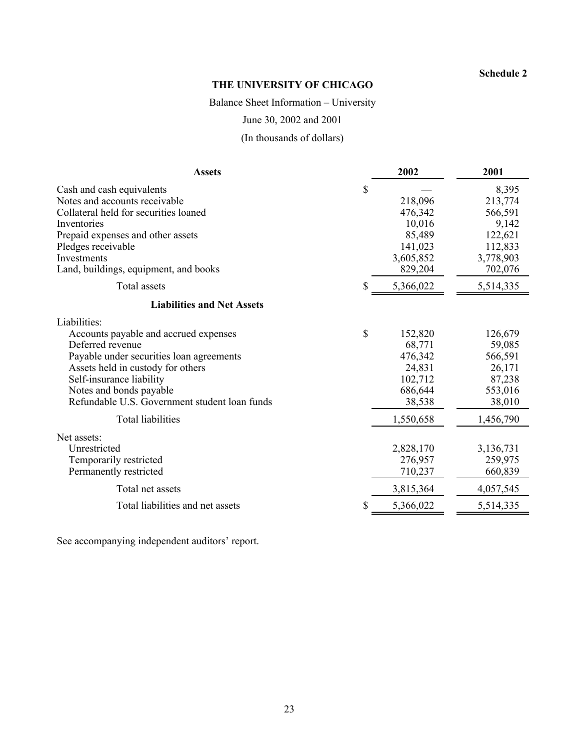**Schedule 2**

# THE UNIVERSITY OF CHICAGO

Balance Sheet Information – University

June 30, 2002 and 2001

(In thousands of dollars)

| **Assets** | 2002 | 2001 |
|---|---|---|
| Cash and cash equivalents | $ — | 8,395 |
| Notes and accounts receivable | 218,096 | 213,774 |
| Collateral held for securities loaned | 476,342 | 566,591 |
| Inventories | 10,016 | 9,142 |
| Prepaid expenses and other assets | 85,489 | 122,621 |
| Pledges receivable | 141,023 | 112,833 |
| Investments | 3,605,852 | 3,778,903 |
| Land, buildings, equipment, and books | 829,204 | 702,076 |
| Total assets | $ 5,366,022 | 5,514,335 |
| **Liabilities and Net Assets** | | |
| Liabilities: | | |
| Accounts payable and accrued expenses | $ 152,820 | 126,679 |
| Deferred revenue | 68,771 | 59,085 |
| Payable under securities loan agreements | 476,342 | 566,591 |
| Assets held in custody for others | 24,831 | 26,171 |
| Self-insurance liability | 102,712 | 87,238 |
| Notes and bonds payable | 686,644 | 553,016 |
| Refundable U.S. Government student loan funds | 38,538 | 38,010 |
| Total liabilities | 1,550,658 | 1,456,790 |
| Net assets: | | |
| Unrestricted | 2,828,170 | 3,136,731 |
| Temporarily restricted | 276,957 | 259,975 |
| Permanently restricted | 710,237 | 660,839 |
| Total net assets | 3,815,364 | 4,057,545 |
| Total liabilities and net assets | $ 5,366,022 | 5,514,335 |

See accompanying independent auditors' report.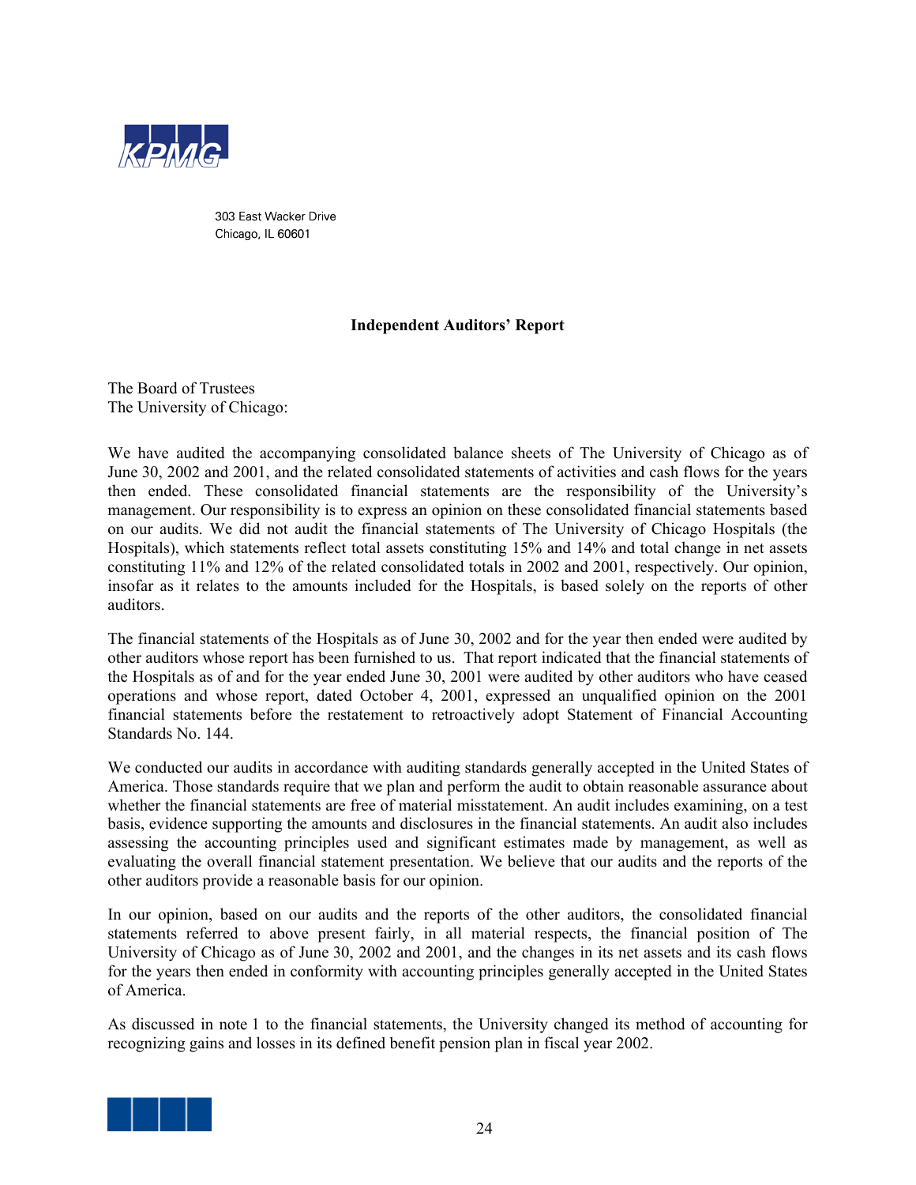KPMG

303 East Wacker Drive
Chicago, IL 60601

## Independent Auditors' Report

The Board of Trustees
The University of Chicago:

We have audited the accompanying consolidated balance sheets of The University of Chicago as of June 30, 2002 and 2001, and the related consolidated statements of activities and cash flows for the years then ended. These consolidated financial statements are the responsibility of the University's management. Our responsibility is to express an opinion on these consolidated financial statements based on our audits. We did not audit the financial statements of The University of Chicago Hospitals (the Hospitals), which statements reflect total assets constituting 15% and 14% and total change in net assets constituting 11% and 12% of the related consolidated totals in 2002 and 2001, respectively. Our opinion, insofar as it relates to the amounts included for the Hospitals, is based solely on the reports of other auditors.

The financial statements of the Hospitals as of June 30, 2002 and for the year then ended were audited by other auditors whose report has been furnished to us. That report indicated that the financial statements of the Hospitals as of and for the year ended June 30, 2001 were audited by other auditors who have ceased operations and whose report, dated October 4, 2001, expressed an unqualified opinion on the 2001 financial statements before the restatement to retroactively adopt Statement of Financial Accounting Standards No. 144.

We conducted our audits in accordance with auditing standards generally accepted in the United States of America. Those standards require that we plan and perform the audit to obtain reasonable assurance about whether the financial statements are free of material misstatement. An audit includes examining, on a test basis, evidence supporting the amounts and disclosures in the financial statements. An audit also includes assessing the accounting principles used and significant estimates made by management, as well as evaluating the overall financial statement presentation. We believe that our audits and the reports of the other auditors provide a reasonable basis for our opinion.

In our opinion, based on our audits and the reports of the other auditors, the consolidated financial statements referred to above present fairly, in all material respects, the financial position of The University of Chicago as of June 30, 2002 and 2001, and the changes in its net assets and its cash flows for the years then ended in conformity with accounting principles generally accepted in the United States of America.

As discussed in note 1 to the financial statements, the University changed its method of accounting for recognizing gains and losses in its defined benefit pension plan in fiscal year 2002.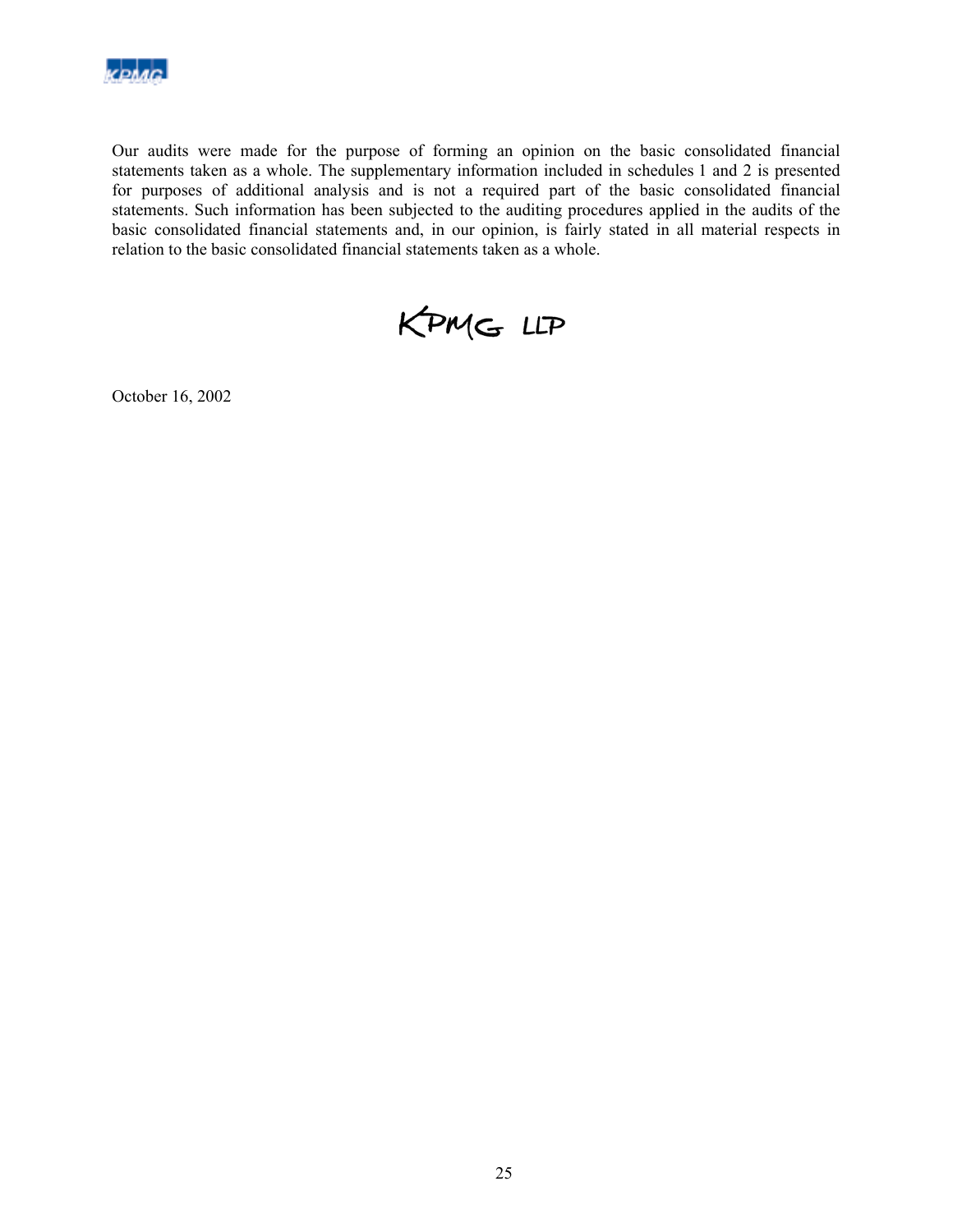Our audits were made for the purpose of forming an opinion on the basic consolidated financial statements taken as a whole. The supplementary information included in schedules 1 and 2 is presented for purposes of additional analysis and is not a required part of the basic consolidated financial statements. Such information has been subjected to the auditing procedures applied in the audits of the basic consolidated financial statements and, in our opinion, is fairly stated in all material respects in relation to the basic consolidated financial statements taken as a whole.

KPMG LLP

October 16, 2002